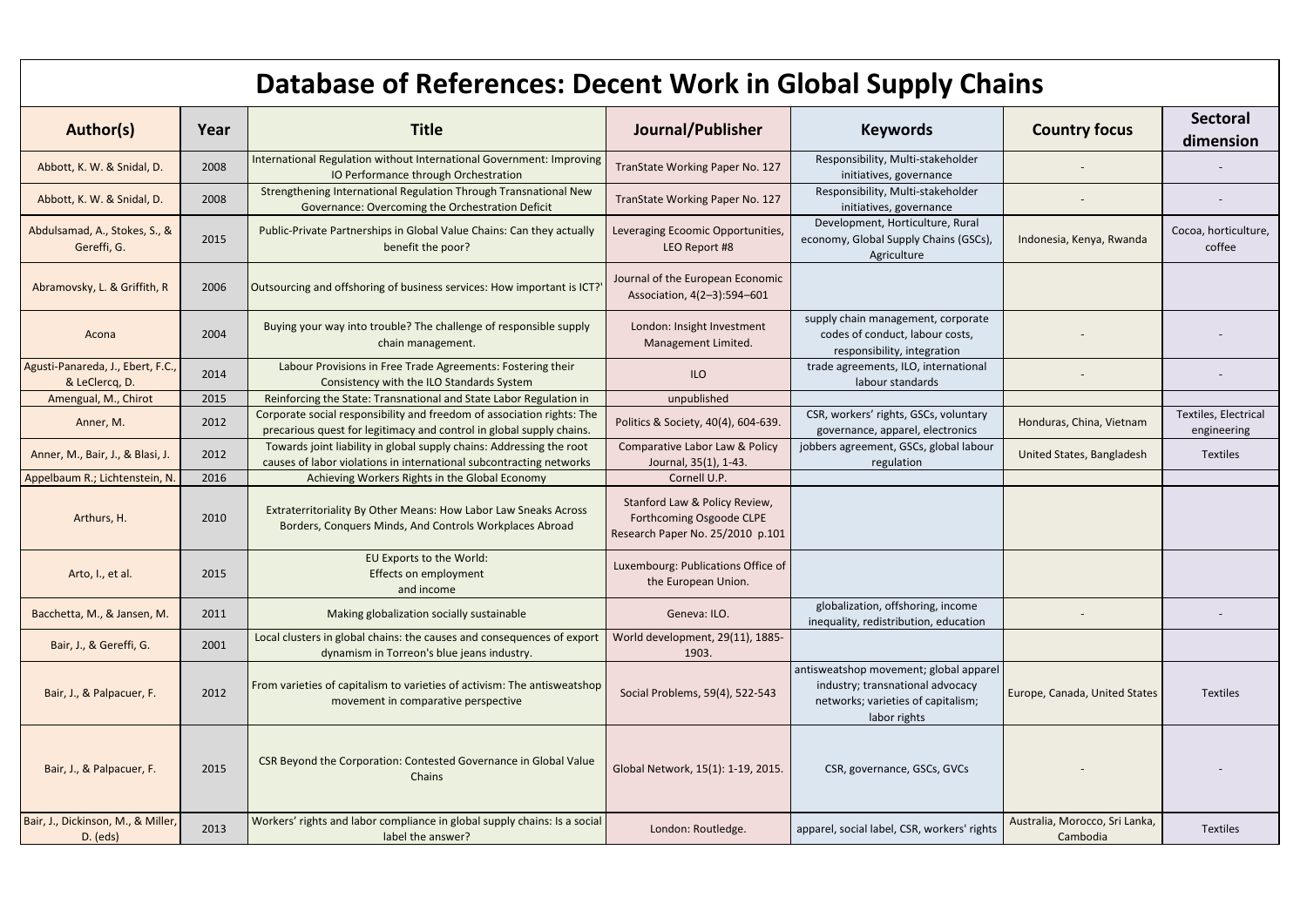# Database of References: Decent Work in Global Supply Chains

| Author(s) | Year | Title | Journal/Publisher | Keywords | Country focus | Sectoral dimension |
|---|---|---|---|---|---|---|
| Abbott, K. W. & Snidal, D. | 2008 | International Regulation without International Government: Improving IO Performance through Orchestration | TranState Working Paper No. 127 | Responsibility, Multi-stakeholder initiatives, governance | - | - |
| Abbott, K. W. & Snidal, D. | 2008 | Strengthening International Regulation Through Transnational New Governance: Overcoming the Orchestration Deficit | TranState Working Paper No. 127 | Responsibility, Multi-stakeholder initiatives, governance | - | - |
| Abdulsamad, A., Stokes, S., & Gereffi, G. | 2015 | Public-Private Partnerships in Global Value Chains: Can they actually benefit the poor? | Leveraging Ecoomic Opportunities, LEO Report #8 | Development, Horticulture, Rural economy, Global Supply Chains (GSCs), Agriculture | Indonesia, Kenya, Rwanda | Cocoa, horticulture, coffee |
| Abramovsky, L. & Griffith, R | 2006 | Outsourcing and offshoring of business services: How important is ICT?' | Journal of the European Economic Association, 4(2–3):594–601 | | | |
| Acona | 2004 | Buying your way into trouble? The challenge of responsible supply chain management. | London: Insight Investment Management Limited. | supply chain management, corporate codes of conduct, labour costs, responsibility, integration | - | - |
| Agusti-Panareda, J., Ebert, F.C., & LeClercq, D. | 2014 | Labour Provisions in Free Trade Agreements: Fostering their Consistency with the ILO Standards System | ILO | trade agreements, ILO, international labour standards | - | - |
| Amengual, M., Chirot | 2015 | Reinforcing the State: Transnational and State Labor Regulation in | unpublished | | | |
| Anner, M. | 2012 | Corporate social responsibility and freedom of association rights: The precarious quest for legitimacy and control in global supply chains. | Politics & Society, 40(4), 604-639. | CSR, workers' rights, GSCs, voluntary governance, apparel, electronics | Honduras, China, Vietnam | Textiles, Electrical engineering |
| Anner, M., Bair, J., & Blasi, J. | 2012 | Towards joint liability in global supply chains: Addressing the root causes of labor violations in international subcontracting networks | Comparative Labor Law & Policy Journal, 35(1), 1-43. | jobbers agreement, GSCs, global labour regulation | United States, Bangladesh | Textiles |
| Appelbaum R.; Lichtenstein, N. | 2016 | Achieving Workers Rights in the Global Economy | Cornell U.P. | | | |
| Arthurs, H. | 2010 | Extraterritoriality By Other Means: How Labor Law Sneaks Across Borders, Conquers Minds, And Controls Workplaces Abroad | Stanford Law & Policy Review, Forthcoming Osgoode CLPE Research Paper No. 25/2010 p.101 | | | |
| Arto, I., et al. | 2015 | EU Exports to the World: Effects on employment and income | Luxembourg: Publications Office of the European Union. | | | |
| Bacchetta, M., & Jansen, M. | 2011 | Making globalization socially sustainable | Geneva: ILO. | globalization, offshoring, income inequality, redistribution, education | - | - |
| Bair, J., & Gereffi, G. | 2001 | Local clusters in global chains: the causes and consequences of export dynamism in Torreon's blue jeans industry. | World development, 29(11), 1885-1903. | | | |
| Bair, J., & Palpacuer, F. | 2012 | From varieties of capitalism to varieties of activism: The antisweatshop movement in comparative perspective | Social Problems, 59(4), 522-543 | antisweatshop movement; global apparel industry; transnational advocacy networks; varieties of capitalism; labor rights | Europe, Canada, United States | Textiles |
| Bair, J., & Palpacuer, F. | 2015 | CSR Beyond the Corporation: Contested Governance in Global Value Chains | Global Network, 15(1): 1-19, 2015. | CSR, governance, GSCs, GVCs | - | - |
| Bair, J., Dickinson, M., & Miller, D. (eds) | 2013 | Workers' rights and labor compliance in global supply chains: Is a social label the answer? | London: Routledge. | apparel, social label, CSR, workers' rights | Australia, Morocco, Sri Lanka, Cambodia | Textiles |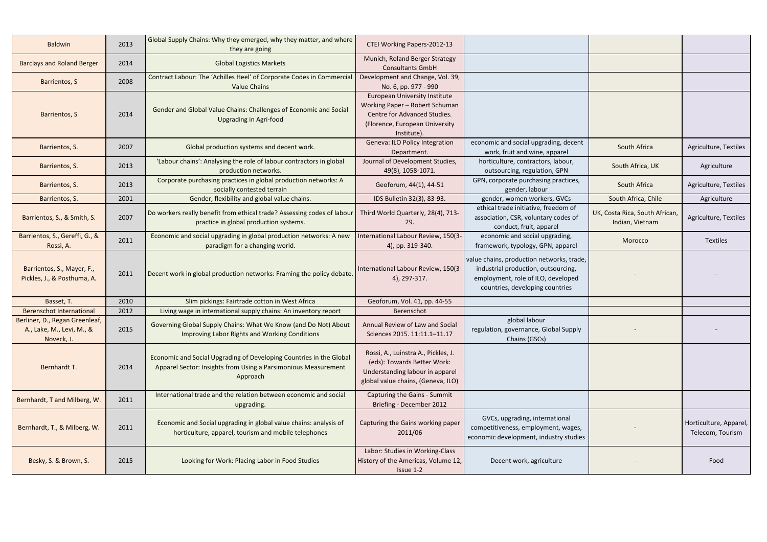| Baldwin | 2013 | Global Supply Chains: Why they emerged, why they matter, and where they are going | CTEI Working Papers-2012-13 | | | |
|---|---|---|---|---|---|---|
| Barclays and Roland Berger | 2014 | Global Logistics Markets | Munich, Roland Berger Strategy Consultants GmbH | | | |
| Barrientos, S | 2008 | Contract Labour: The 'Achilles Heel' of Corporate Codes in Commercial Value Chains | Development and Change, Vol. 39, No. 6, pp. 977 - 990 | | | |
| Barrientos, S | 2014 | Gender and Global Value Chains: Challenges of Economic and Social Upgrading in Agri-food | European University Institute Working Paper – Robert Schuman Centre for Advanced Studies. (Florence, European University Institute). | | | |
| Barrientos, S. | 2007 | Global production systems and decent work. | Geneva: ILO Policy Integration Department. | economic and social upgrading, decent work, fruit and wine, apparel | South Africa | Agriculture, Textiles |
| Barrientos, S. | 2013 | 'Labour chains': Analysing the role of labour contractors in global production networks. | Journal of Development Studies, 49(8), 1058-1071. | horticulture, contractors, labour, outsourcing, regulation, GPN | South Africa, UK | Agriculture |
| Barrientos, S. | 2013 | Corporate purchasing practices in global production networks: A socially contested terrain | Geoforum, 44(1), 44-51 | GPN, corporate purchasing practices, gender, labour | South Africa | Agriculture, Textiles |
| Barrientos, S. | 2001 | Gender, flexibility and global value chains. | IDS Bulletin 32(3), 83-93. | gender, women workers, GVCs | South Africa, Chile | Agriculture |
| Barrientos, S., & Smith, S. | 2007 | Do workers really benefit from ethical trade? Assessing codes of labour practice in global production systems. | Third World Quarterly, 28(4), 713-29. | ethical trade initiative, freedom of association, CSR, voluntary codes of conduct, fruit, apparel | UK, Costa Rica, South African, Indian, Vietnam | Agriculture, Textiles |
| Barrientos, S., Gereffi, G., & Rossi, A. | 2011 | Economic and social upgrading in global production networks: A new paradigm for a changing world. | International Labour Review, 150(3-4), pp. 319-340. | economic and social upgrading, framework, typology, GPN, apparel | Morocco | Textiles |
| Barrientos, S., Mayer, F., Pickles, J., & Posthuma, A. | 2011 | Decent work in global production networks: Framing the policy debate. | International Labour Review, 150(3-4), 297-317. | value chains, production networks, trade, industrial production, outsourcing, employment, role of ILO, developed countries, developing countries | - | - |
| Basset, T. | 2010 | Slim pickings: Fairtrade cotton in West Africa | Geoforum, Vol. 41, pp. 44-55 | | | |
| Berenschot International | 2012 | Living wage in international supply chains: An inventory report | Berenschot | | | |
| Berliner, D., Regan Greenleaf, A., Lake, M., Levi, M., & Noveck, J. | 2015 | Governing Global Supply Chains: What We Know (and Do Not) About Improving Labor Rights and Working Conditions | Annual Review of Law and Social Sciences 2015. 11:11.1–11.17 | global labour regulation, governance, Global Supply Chains (GSCs) | - | - |
| Bernhardt T. | 2014 | Economic and Social Upgrading of Developing Countries in the Global Apparel Sector: Insights from Using a Parsimonious Measurement Approach | Rossi, A., Luinstra A., Pickles, J. (eds): Towards Better Work: Understanding labour in apparel global value chains, (Geneva, ILO) | | | |
| Bernhardt, T and Milberg, W. | 2011 | International trade and the relation between economic and social upgrading. | Capturing the Gains - Summit Briefing - December 2012 | | | |
| Bernhardt, T., & Milberg, W. | 2011 | Economic and Social upgrading in global value chains: analysis of horticulture, apparel, tourism and mobile telephones | Capturing the Gains working paper 2011/06 | GVCs, upgrading, international competitiveness, employment, wages, economic development, industry studies | - | Horticulture, Apparel, Telecom, Tourism |
| Besky, S. & Brown, S. | 2015 | Looking for Work: Placing Labor in Food Studies | Labor: Studies in Working-Class History of the Americas, Volume 12, Issue 1-2 | Decent work, agriculture | - | Food |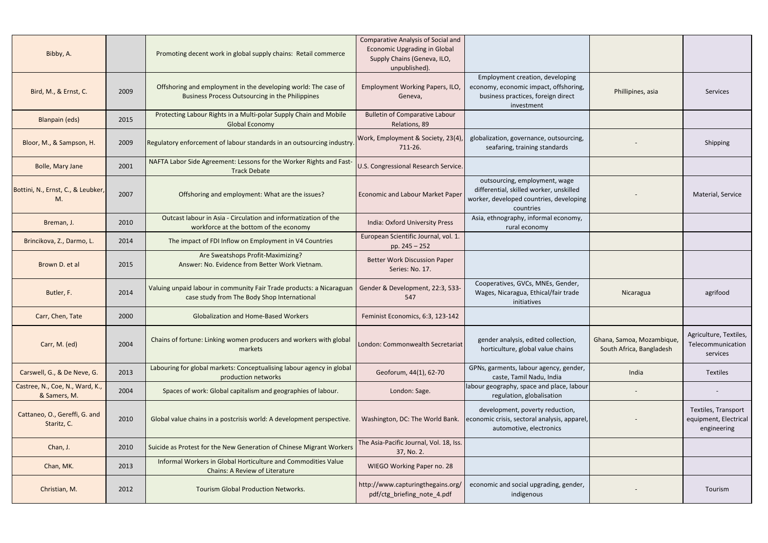| | | | | | | |
|---|---|---|---|---|---|---|
| Bibby, A. | | Promoting decent work in global supply chains: Retail commerce | Comparative Analysis of Social and Economic Upgrading in Global Supply Chains (Geneva, ILO, unpublished). | | | |
| Bird, M., & Ernst, C. | 2009 | Offshoring and employment in the developing world: The case of Business Process Outsourcing in the Philippines | Employment Working Papers, ILO, Geneva, | Employment creation, developing economy, economic impact, offshoring, business practices, foreign direct investment | Phillipines, asia | Services |
| Blanpain (eds) | 2015 | Protecting Labour Rights in a Multi-polar Supply Chain and Mobile Global Economy | Bulletin of Comparative Labour Relations, 89 | | | |
| Bloor, M., & Sampson, H. | 2009 | Regulatory enforcement of labour standards in an outsourcing industry. | Work, Employment & Society, 23(4), 711-26. | globalization, governance, outsourcing, seafaring, training standards | - | Shipping |
| Bolle, Mary Jane | 2001 | NAFTA Labor Side Agreement: Lessons for the Worker Rights and Fast-Track Debate | U.S. Congressional Research Service. | | | |
| Bottini, N., Ernst, C., & Leubker, M. | 2007 | Offshoring and employment: What are the issues? | Economic and Labour Market Paper | outsourcing, employment, wage differential, skilled worker, unskilled worker, developed countries, developing countries | - | Material, Service |
| Breman, J. | 2010 | Outcast labour in Asia - Circulation and informatization of the workforce at the bottom of the economy | India: Oxford University Press | Asia, ethnography, informal economy, rural economy | | |
| Brincikova, Z., Darmo, L. | 2014 | The impact of FDI Inflow on Employment in V4 Countries | European Scientific Journal, vol. 1. pp. 245 – 252 | | | |
| Brown D. et al | 2015 | Are Sweatshops Profit-Maximizing? Answer: No. Evidence from Better Work Vietnam. | Better Work Discussion Paper Series: No. 17. | | | |
| Butler, F. | 2014 | Valuing unpaid labour in community Fair Trade products: a Nicaraguan case study from The Body Shop International | Gender & Development, 22:3, 533-547 | Cooperatives, GVCs, MNEs, Gender, Wages, Nicaragua, Ethical/fair trade initiatives | Nicaragua | agrifood |
| Carr, Chen, Tate | 2000 | Globalization and Home-Based Workers | Feminist Economics, 6:3, 123-142 | | | |
| Carr, M. (ed) | 2004 | Chains of fortune: Linking women producers and workers with global markets | London: Commonwealth Secretariat | gender analysis, edited collection, horticulture, global value chains | Ghana, Samoa, Mozambique, South Africa, Bangladesh | Agriculture, Textiles, Telecommunication services |
| Carswell, G., & De Neve, G. | 2013 | Labouring for global markets: Conceptualising labour agency in global production networks | Geoforum, 44(1), 62-70 | GPNs, garments, labour agency, gender, caste, Tamil Nadu, India | India | Textiles |
| Castree, N., Coe, N., Ward, K., & Samers, M. | 2004 | Spaces of work: Global capitalism and geographies of labour. | London: Sage. | labour geography, space and place, labour regulation, globalisation | - | - |
| Cattaneo, O., Gereffi, G. and Staritz, C. | 2010 | Global value chains in a postcrisis world: A development perspective. | Washington, DC: The World Bank. | development, poverty reduction, economic crisis, sectoral analysis, apparel, automotive, electronics | - | Textiles, Transport equipment, Electrical engineering |
| Chan, J. | 2010 | Suicide as Protest for the New Generation of Chinese Migrant Workers | The Asia-Pacific Journal, Vol. 18, Iss. 37, No. 2. | | | |
| Chan, MK. | 2013 | Informal Workers in Global Horticulture and Commodities Value Chains: A Review of Literature | WIEGO Working Paper no. 28 | | | |
| Christian, M. | 2012 | Tourism Global Production Networks. | http://www.capturingthegains.org/pdf/ctg_briefing_note_4.pdf | economic and social upgrading, gender, indigenous | - | Tourism |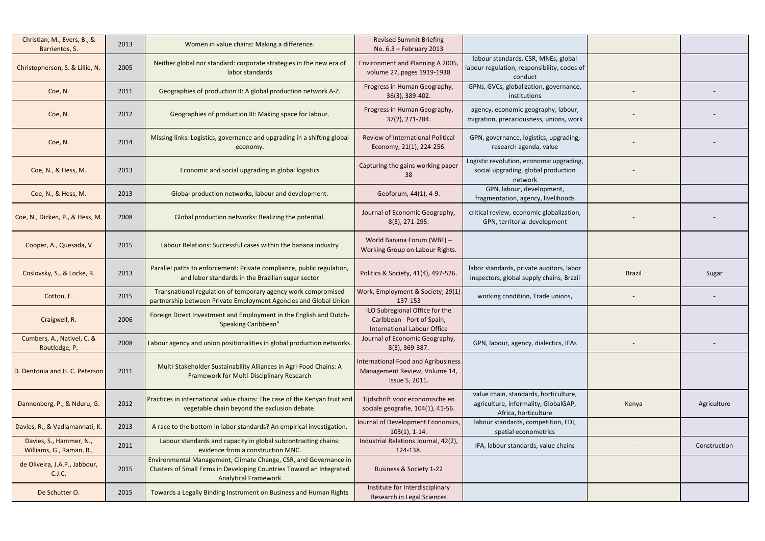| | | | | | | |
|---|---|---|---|---|---|---|
| Christian, M., Evers, B., & Barrientos, S. | 2013 | Women in value chains: Making a difference. | Revised Summit Briefing No. 6.3 – February 2013 | | | |
| Christopherson, S. & Lillie, N. | 2005 | Neither global nor standard: corporate strategies in the new era of labor standards | Environment and Planning A 2005, volume 27, pages 1919-1938 | labour standards, CSR, MNEs, global labour regulation, responsibility, codes of conduct | - | - |
| Coe, N. | 2011 | Geographies of production II: A global production network A-Z. | Progress in Human Geography, 36(3), 389-402. | GPNs, GVCs, globalization, governance, institutions | - | - |
| Coe, N. | 2012 | Geographies of production III: Making space for labour. | Progress in Human Geography, 37(2), 271-284. | agency, economic geography, labour, migration, precariousness, unions, work | - | - |
| Coe, N. | 2014 | Missing links: Logistics, governance and upgrading in a shifting global economy. | Review of International Political Economy, 21(1), 224-256. | GPN, governance, logistics, upgrading, research agenda, value | - | - |
| Coe, N., & Hess, M. | 2013 | Economic and social upgrading in global logistics | Capturing the gains working paper 38 | Logistic revolution, economic upgrading, social upgrading, global production network | - | |
| Coe, N., & Hess, M. | 2013 | Global production networks, labour and development. | Geoforum, 44(1), 4-9. | GPN, labour, development, fragmentation, agency, livelihoods | - | - |
| Coe, N., Dicken, P., & Hess, M. | 2008 | Global production networks: Realizing the potential. | Journal of Economic Geography, 8(3), 271-295. | critical review, economic globalization, GPN, territorial development | - | - |
| Cooper, A., Quesada, V | 2015 | Labour Relations: Successful cases within the banana industry | World Banana Forum (WBF) – Working Group on Labour Rights. | | | |
| Coslovsky, S., & Locke, R. | 2013 | Parallel paths to enforcement: Private compliance, public regulation, and labor standards in the Brazilian sugar sector | Politics & Society, 41(4), 497-526. | labor standards, private auditors, labor inspectors, global supply chains, Brazil | Brazil | Sugar |
| Cotton, E. | 2015 | Transnational regulation of temporary agency work compromised partnership between Private Employment Agencies and Global Union | Work, Employment & Society, 29(1) 137-153 | working condition, Trade unions, | - | - |
| Craigwell, R. | 2006 | Foreign Direct Investment and Employment in the English and Dutch-Speaking Caribbean" | ILO Subregional Office for the Caribbean - Port of Spain, International Labour Office | | | |
| Cumbers, A., Nativel, C. & Routledge, P. | 2008 | Labour agency and union positionalities in global production networks. | Journal of Economic Geography, 8(3), 369-387. | GPN, labour, agency, dialectics, IFAs | - | - |
| D. Dentonia and H. C. Peterson | 2011 | Multi-Stakeholder Sustainability Alliances in Agri-Food Chains: A Framework for Multi-Disciplinary Research | International Food and Agribusiness Management Review, Volume 14, Issue 5, 2011. | | | |
| Dannenberg, P., & Nduru, G. | 2012 | Practices in international value chains: The case of the Kenyan fruit and vegetable chain beyond the exclusion debate. | Tijdschrift voor economische en sociale geografie, 104(1), 41-56. | value chain, standards, horticulture, agriculture, informality, GlobalGAP, Africa, horticulture | Kenya | Agriculture |
| Davies, R., & Vadlamannati, K. | 2013 | A race to the bottom in labor standards? An empirical investigation. | Journal of Development Economics, 103(1), 1-14. | labour standards, competition, FDI, spatial econometrics | - | - |
| Davies, S., Hammer, N., Williams, G., Raman, R., | 2011 | Labour standards and capacity in global subcontracting chains: evidence from a construction MNC. | Industrial Relations Journal, 42(2), 124-138. | IFA, labour standards, value chains | - | Construction |
| de Oliveira, J.A.P., Jabbour, C.J.C. | 2015 | Environmental Management, Climate Change, CSR, and Governance in Clusters of Small Firms in Developing Countries Toward an Integrated Analytical Framework | Business & Society 1-22 | | | |
| De Schutter O. | 2015 | Towards a Legally Binding Instrument on Business and Human Rights | Institute for Interdisciplinary Research in Legal Sciences | | | |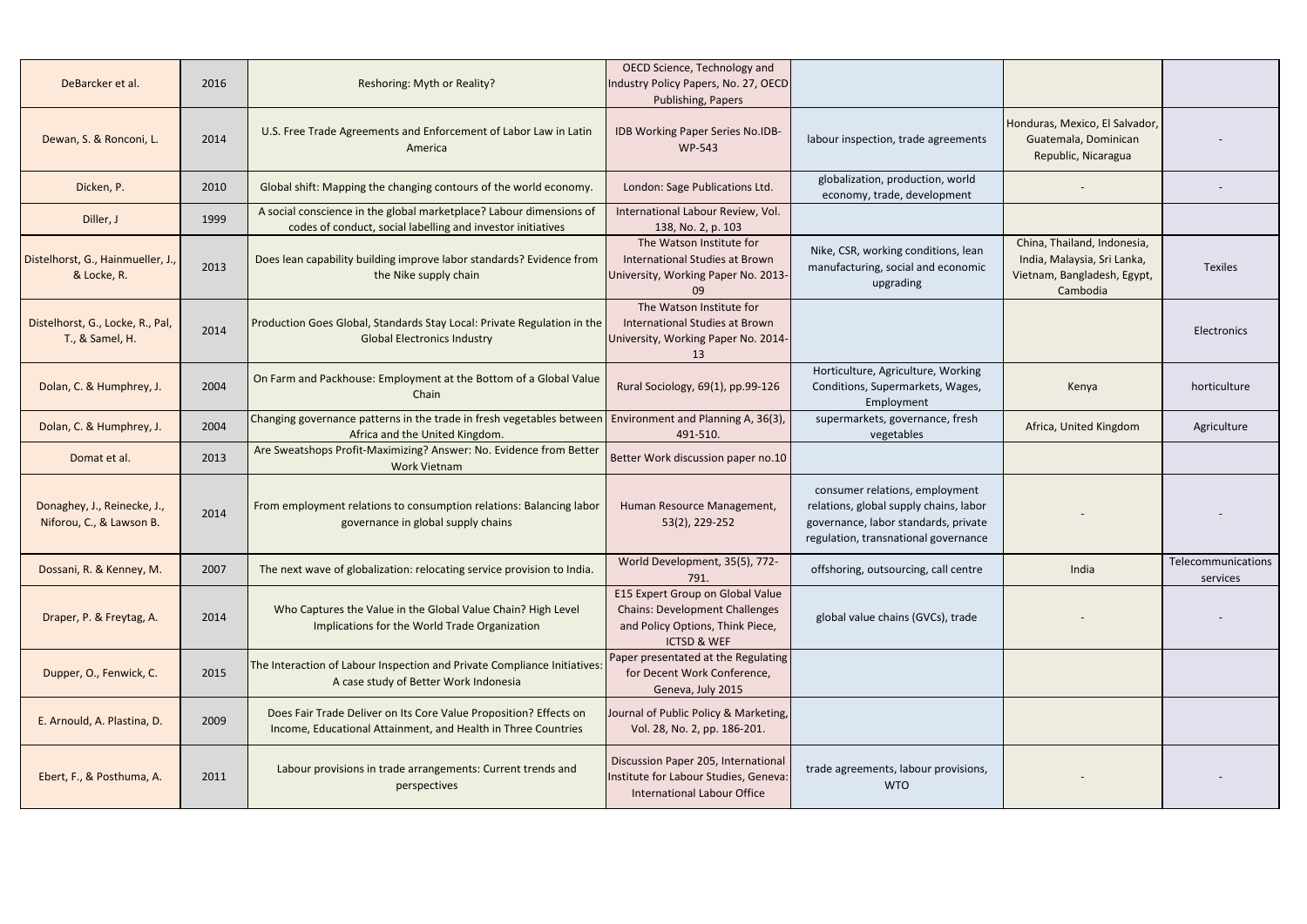| | | | | | | |
|---|---|---|---|---|---|---|
| DeBarcker et al. | 2016 | Reshoring: Myth or Reality? | OECD Science, Technology and Industry Policy Papers, No. 27, OECD Publishing, Papers | | | |
| Dewan, S. & Ronconi, L. | 2014 | U.S. Free Trade Agreements and Enforcement of Labor Law in Latin America | IDB Working Paper Series No.IDB-WP-543 | labour inspection, trade agreements | Honduras, Mexico, El Salvador, Guatemala, Dominican Republic, Nicaragua | - |
| Dicken, P. | 2010 | Global shift: Mapping the changing contours of the world economy. | London: Sage Publications Ltd. | globalization, production, world economy, trade, development | - | - |
| Diller, J | 1999 | A social conscience in the global marketplace? Labour dimensions of codes of conduct, social labelling and investor initiatives | International Labour Review, Vol. 138, No. 2, p. 103 | | | |
| Distelhorst, G., Hainmueller, J., & Locke, R. | 2013 | Does lean capability building improve labor standards? Evidence from the Nike supply chain | The Watson Institute for International Studies at Brown University, Working Paper No. 2013-09 | Nike, CSR, working conditions, lean manufacturing, social and economic upgrading | China, Thailand, Indonesia, India, Malaysia, Sri Lanka, Vietnam, Bangladesh, Egypt, Cambodia | Texiles |
| Distelhorst, G., Locke, R., Pal, T., & Samel, H. | 2014 | Production Goes Global, Standards Stay Local: Private Regulation in the Global Electronics Industry | The Watson Institute for International Studies at Brown University, Working Paper No. 2014-13 | | | Electronics |
| Dolan, C. & Humphrey, J. | 2004 | On Farm and Packhouse: Employment at the Bottom of a Global Value Chain | Rural Sociology, 69(1), pp.99-126 | Horticulture, Agriculture, Working Conditions, Supermarkets, Wages, Employment | Kenya | horticulture |
| Dolan, C. & Humphrey, J. | 2004 | Changing governance patterns in the trade in fresh vegetables between Africa and the United Kingdom. | Environment and Planning A, 36(3), 491-510. | supermarkets, governance, fresh vegetables | Africa, United Kingdom | Agriculture |
| Domat et al. | 2013 | Are Sweatshops Profit-Maximizing? Answer: No. Evidence from Better Work Vietnam | Better Work discussion paper no.10 | | | |
| Donaghey, J., Reinecke, J., Niforou, C., & Lawson B. | 2014 | From employment relations to consumption relations: Balancing labor governance in global supply chains | Human Resource Management, 53(2), 229-252 | consumer relations, employment relations, global supply chains, labor governance, labor standards, private regulation, transnational governance | - | - |
| Dossani, R. & Kenney, M. | 2007 | The next wave of globalization: relocating service provision to India. | World Development, 35(5), 772-791. | offshoring, outsourcing, call centre | India | Telecommunications services |
| Draper, P. & Freytag, A. | 2014 | Who Captures the Value in the Global Value Chain? High Level Implications for the World Trade Organization | E15 Expert Group on Global Value Chains: Development Challenges and Policy Options, Think Piece, ICTSD & WEF | global value chains (GVCs), trade | - | - |
| Dupper, O., Fenwick, C. | 2015 | The Interaction of Labour Inspection and Private Compliance Initiatives: A case study of Better Work Indonesia | Paper presentated at the Regulating for Decent Work Conference, Geneva, July 2015 | | | |
| E. Arnould, A. Plastina, D. | 2009 | Does Fair Trade Deliver on Its Core Value Proposition? Effects on Income, Educational Attainment, and Health in Three Countries | Journal of Public Policy & Marketing, Vol. 28, No. 2, pp. 186-201. | | | |
| Ebert, F., & Posthuma, A. | 2011 | Labour provisions in trade arrangements: Current trends and perspectives | Discussion Paper 205, International Institute for Labour Studies, Geneva: International Labour Office | trade agreements, labour provisions, WTO | - | - |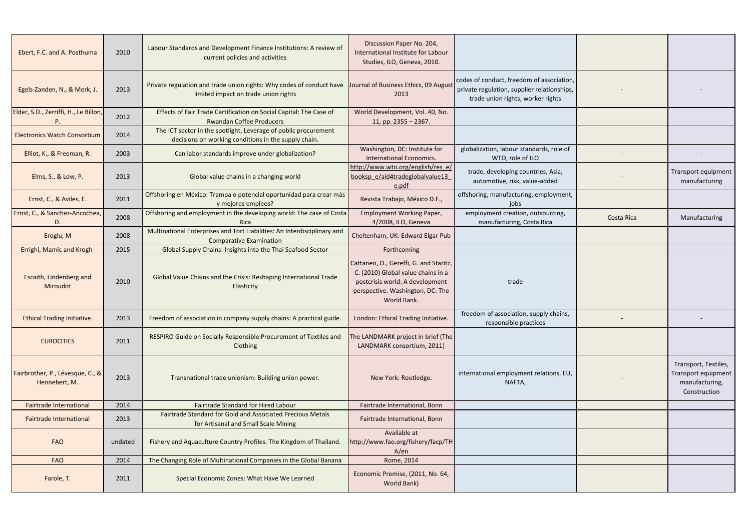| | | | | | | |
|---|---|---|---|---|---|---|
| Ebert, F.C. and A. Posthuma | 2010 | Labour Standards and Development Finance Institutions: A review of current policies and activities | Discussion Paper No. 204, International Institute for Labour Studies, ILO, Geneva, 2010. | | | |
| Egels-Zanden, N., & Merk, J. | 2013 | Private regulation and trade union rights: Why codes of conduct have limited impact on trade union rights | Journal of Business Ethics, 09 August 2013 | codes of conduct, freedom of association, private regulation, supplier relationships, trade union rights, worker rights | - | - |
| Elder, S.D., Zerriffi, H., Le Billon, P. | 2012 | Effects of Fair Trade Certification on Social Capital: The Case of Rwandan Coffee Producers | World Development, Vol. 40, No. 11, pp. 2355 – 2367. | | | |
| Electronics Watch Consortium | 2014 | The ICT sector in the spotlight, Leverage of public procurement decisions on working conditions in the supply chain. | | | | |
| Elliot, K., & Freeman, R. | 2003 | Can labor standards improve under globalization? | Washington, DC: Institute for International Economics. | globalization, labour standards, role of WTO, role of ILO | - | - |
| Elms, S., & Low, P. | 2013 | Global value chains in a changing world | http://www.wto.org/english/res_e/booksp_e/aid4tradeglobalvalue13_e.pdf | trade, developing countries, Asia, automotive, risk, value-added | - | Transport equipment manufacturing |
| Ernst, C., & Aviles, E. | 2011 | Offshoring en México: Trampa o potencial oportunidad para crear más y mejores empleos? | Revista Trabajo, México D.F., | offshoring, manufacturing, employment, jobs | | |
| Ernst, C., & Sanchez-Ancochea, D. | 2008 | Offshoring and employment in the developing world: The case of Costa Rica | Employment Working Paper, 4/2008, ILO, Geneva | employment creation, outsourcing, manufacturing, Costa Rica | Costa Rica | Manufacturing |
| Eroglu, M | 2008 | Multinational Enterprises and Tort Liabilities: An Interdisciplinary and Comparative Examination | Cheltenham, UK: Edward Elgar Pub | | | |
| Errighi, Mamic and Krogh- | 2015 | Global Supply Chains: Insights into the Thai Seafood Sector | Forthcoming | | | |
| Escaith, Lindenberg and Miroudot | 2010 | Global Value Chains and the Crisis: Reshaping International Trade Elasticity | Cattaneo, O., Gereffi, G. and Staritz, C. (2010) Global value chains in a postcrisis world: A development perspective. Washington, DC: The World Bank. | trade | | |
| Ethical Trading Initiative. | 2013 | Freedom of association in company supply chains: A practical guide. | London: Ethical Trading Initiative. | freedom of association, supply chains, responsible practices | - | - |
| EUROCITIES | 2011 | RESPIRO Guide on Socially Responsible Procurement of Textiles and Clothing | The LANDMARK project in brief (The LANDMARK consortium, 2011) | | | |
| Fairbrother, P., Lévesque, C., & Hennebert, M. | 2013 | Transnational trade unionism: Building union power. | New York: Routledge. | international employment relations, EU, NAFTA, | - | Transport, Textiles, Transport equipment manufacturing, Construction |
| Fairtrade International | 2014 | Fairtrade Standard for Hired Labour | Fairtrade International, Bonn | | | |
| Fairtrade International | 2013 | Fairtrade Standard for Gold and Associated Precious Metals for Artisanal and Small Scale Mining | Fairtrade International, Bonn | | | |
| FAO | undated | Fishery and Aquaculture Country Profiles. The Kingdom of Thailand. | Available at http://www.fao.org/fishery/facp/THA/en | | | |
| FAO | 2014 | The Changing Role of Multinational Companies in the Global Banana | Rome, 2014 | | | |
| Farole, T. | 2011 | Special Economic Zones: What Have We Learned | Economic Premise, (2011, No. 64, World Bank) | | | |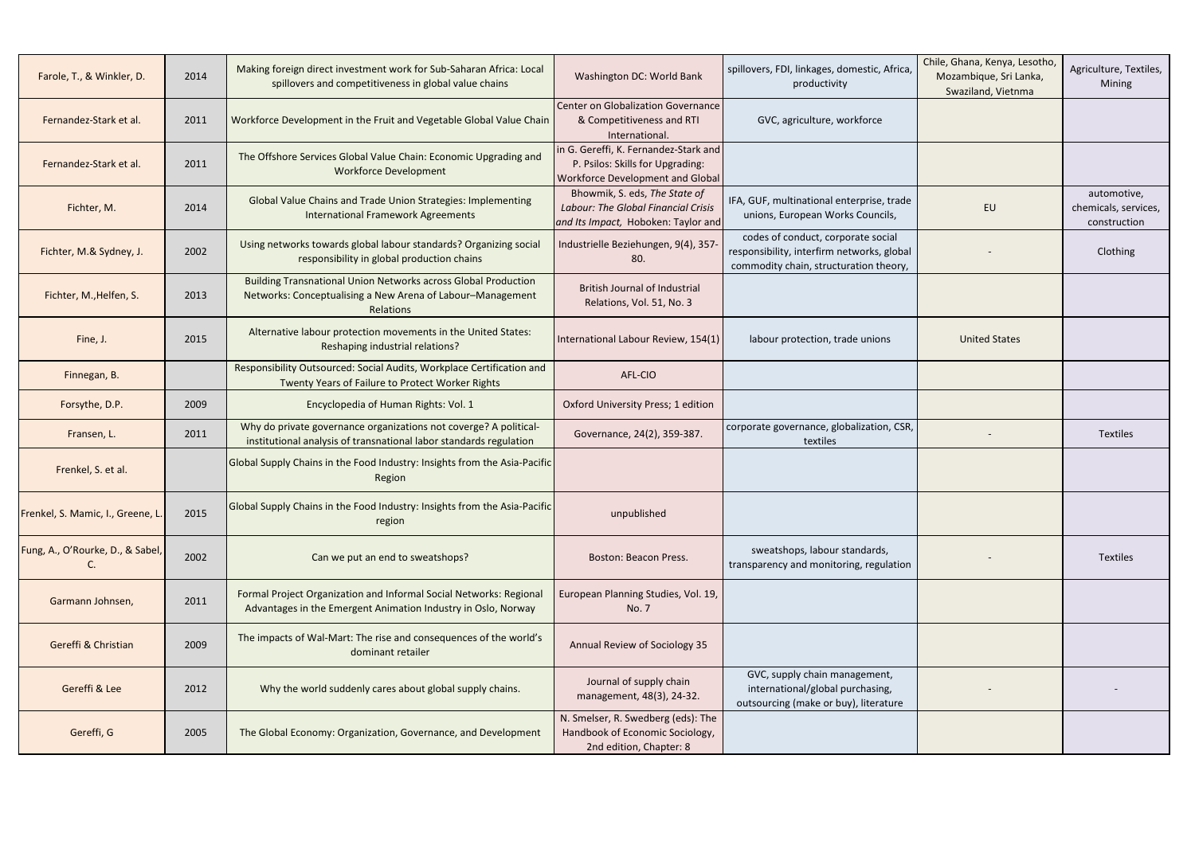| | | | | | | |
|---|---|---|---|---|---|---|
| Farole, T., & Winkler, D. | 2014 | Making foreign direct investment work for Sub-Saharan Africa: Local spillovers and competitiveness in global value chains | Washington DC: World Bank | spillovers, FDI, linkages, domestic, Africa, productivity | Chile, Ghana, Kenya, Lesotho, Mozambique, Sri Lanka, Swaziland, Vietnma | Agriculture, Textiles, Mining |
| Fernandez-Stark et al. | 2011 | Workforce Development in the Fruit and Vegetable Global Value Chain | Center on Globalization Governance & Competitiveness and RTI International. | GVC, agriculture, workforce | | |
| Fernandez-Stark et al. | 2011 | The Offshore Services Global Value Chain: Economic Upgrading and Workforce Development | in G. Gereffi, K. Fernandez-Stark and P. Psilos: Skills for Upgrading: Workforce Development and Global | | | |
| Fichter, M. | 2014 | Global Value Chains and Trade Union Strategies: Implementing International Framework Agreements | Bhowmik, S. eds, *The State of Labour: The Global Financial Crisis and Its Impact,* Hoboken: Taylor and | IFA, GUF, multinational enterprise, trade unions, European Works Councils, | EU | automotive, chemicals, services, construction |
| Fichter, M.& Sydney, J. | 2002 | Using networks towards global labour standards? Organizing social responsibility in global production chains | Industrielle Beziehungen, 9(4), 357-80. | codes of conduct, corporate social responsibility, interfirm networks, global commodity chain, structuration theory, | - | Clothing |
| Fichter, M.,Helfen, S. | 2013 | Building Transnational Union Networks across Global Production Networks: Conceptualising a New Arena of Labour–Management Relations | British Journal of Industrial Relations, Vol. 51, No. 3 | | | |
| Fine, J. | 2015 | Alternative labour protection movements in the United States: Reshaping industrial relations? | International Labour Review, 154(1) | labour protection, trade unions | United States | |
| Finnegan, B. | | Responsibility Outsourced: Social Audits, Workplace Certification and Twenty Years of Failure to Protect Worker Rights | AFL-CIO | | | |
| Forsythe, D.P. | 2009 | Encyclopedia of Human Rights: Vol. 1 | Oxford University Press; 1 edition | | | |
| Fransen, L. | 2011 | Why do private governance organizations not coverge? A political-institutional analysis of transnational labor standards regulation | Governance, 24(2), 359-387. | corporate governance, globalization, CSR, textiles | - | Textiles |
| Frenkel, S. et al. | | Global Supply Chains in the Food Industry: Insights from the Asia-Pacific Region | | | | |
| Frenkel, S. Mamic, I., Greene, L. | 2015 | Global Supply Chains in the Food Industry: Insights from the Asia-Pacific region | unpublished | | | |
| Fung, A., O'Rourke, D., & Sabel, C. | 2002 | Can we put an end to sweatshops? | Boston: Beacon Press. | sweatshops, labour standards, transparency and monitoring, regulation | - | Textiles |
| Garmann Johnsen, | 2011 | Formal Project Organization and Informal Social Networks: Regional Advantages in the Emergent Animation Industry in Oslo, Norway | European Planning Studies, Vol. 19, No. 7 | | | |
| Gereffi & Christian | 2009 | The impacts of Wal-Mart: The rise and consequences of the world's dominant retailer | Annual Review of Sociology 35 | | | |
| Gereffi & Lee | 2012 | Why the world suddenly cares about global supply chains. | Journal of supply chain management, 48(3), 24-32. | GVC, supply chain management, international/global purchasing, outsourcing (make or buy), literature | - | - |
| Gereffi, G | 2005 | The Global Economy: Organization, Governance, and Development | N. Smelser, R. Swedberg (eds): The Handbook of Economic Sociology, 2nd edition, Chapter: 8 | | | |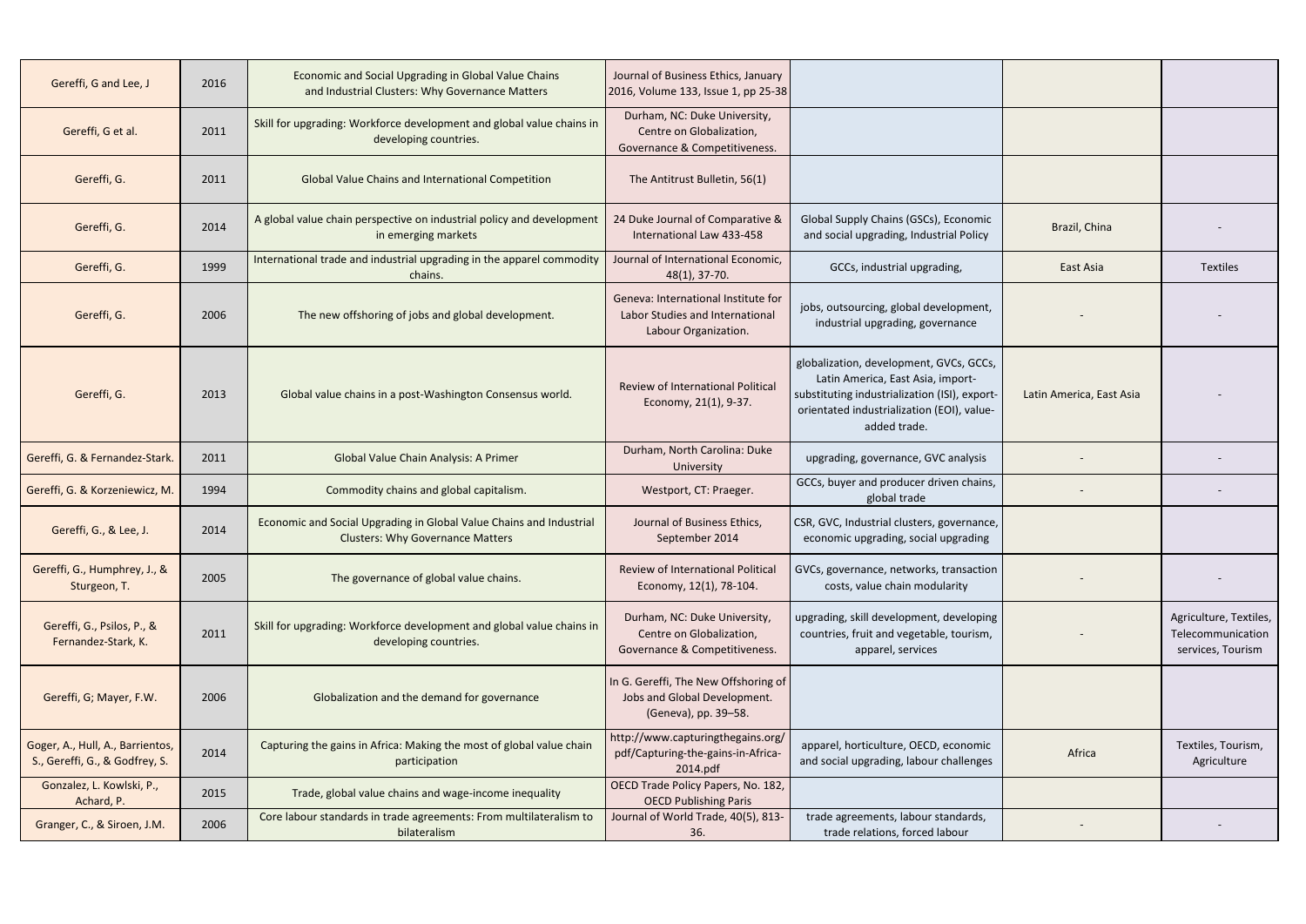| | | | | | | |
|---|---|---|---|---|---|---|
| Gereffi, G and Lee, J | 2016 | Economic and Social Upgrading in Global Value Chains and Industrial Clusters: Why Governance Matters | Journal of Business Ethics, January 2016, Volume 133, Issue 1, pp 25-38 | | | |
| Gereffi, G et al. | 2011 | Skill for upgrading: Workforce development and global value chains in developing countries. | Durham, NC: Duke University, Centre on Globalization, Governance & Competitiveness. | | | |
| Gereffi, G. | 2011 | Global Value Chains and International Competition | The Antitrust Bulletin, 56(1) | | | |
| Gereffi, G. | 2014 | A global value chain perspective on industrial policy and development in emerging markets | 24 Duke Journal of Comparative & International Law 433-458 | Global Supply Chains (GSCs), Economic and social upgrading, Industrial Policy | Brazil, China | - |
| Gereffi, G. | 1999 | International trade and industrial upgrading in the apparel commodity chains. | Journal of International Economic, 48(1), 37-70. | GCCs, industrial upgrading, | East Asia | Textiles |
| Gereffi, G. | 2006 | The new offshoring of jobs and global development. | Geneva: International Institute for Labor Studies and International Labour Organization. | jobs, outsourcing, global development, industrial upgrading, governance | - | - |
| Gereffi, G. | 2013 | Global value chains in a post-Washington Consensus world. | Review of International Political Economy, 21(1), 9-37. | globalization, development, GVCs, GCCs, Latin America, East Asia, import-substituting industrialization (ISI), export-orientated industrialization (EOI), value-added trade. | Latin America, East Asia | - |
| Gereffi, G. & Fernandez-Stark. | 2011 | Global Value Chain Analysis: A Primer | Durham, North Carolina: Duke University | upgrading, governance, GVC analysis | - | - |
| Gereffi, G. & Korzeniewicz, M. | 1994 | Commodity chains and global capitalism. | Westport, CT: Praeger. | GCCs, buyer and producer driven chains, global trade | - | - |
| Gereffi, G., & Lee, J. | 2014 | Economic and Social Upgrading in Global Value Chains and Industrial Clusters: Why Governance Matters | Journal of Business Ethics, September 2014 | CSR, GVC, Industrial clusters, governance, economic upgrading, social upgrading | | |
| Gereffi, G., Humphrey, J., & Sturgeon, T. | 2005 | The governance of global value chains. | Review of International Political Economy, 12(1), 78-104. | GVCs, governance, networks, transaction costs, value chain modularity | - | - |
| Gereffi, G., Psilos, P., & Fernandez-Stark, K. | 2011 | Skill for upgrading: Workforce development and global value chains in developing countries. | Durham, NC: Duke University, Centre on Globalization, Governance & Competitiveness. | upgrading, skill development, developing countries, fruit and vegetable, tourism, apparel, services | - | Agriculture, Textiles, Telecommunication services, Tourism |
| Gereffi, G; Mayer, F.W. | 2006 | Globalization and the demand for governance | In G. Gereffi, The New Offshoring of Jobs and Global Development. (Geneva), pp. 39–58. | | | |
| Goger, A., Hull, A., Barrientos, S., Gereffi, G., & Godfrey, S. | 2014 | Capturing the gains in Africa: Making the most of global value chain participation | http://www.capturingthegains.org/pdf/Capturing-the-gains-in-Africa-2014.pdf | apparel, horticulture, OECD, economic and social upgrading, labour challenges | Africa | Textiles, Tourism, Agriculture |
| Gonzalez, L. Kowlski, P., Achard, P. | 2015 | Trade, global value chains and wage-income inequality | OECD Trade Policy Papers, No. 182, OECD Publishing Paris | | | |
| Granger, C., & Siroen, J.M. | 2006 | Core labour standards in trade agreements: From multilateralism to bilateralism | Journal of World Trade, 40(5), 813-36. | trade agreements, labour standards, trade relations, forced labour | - | - |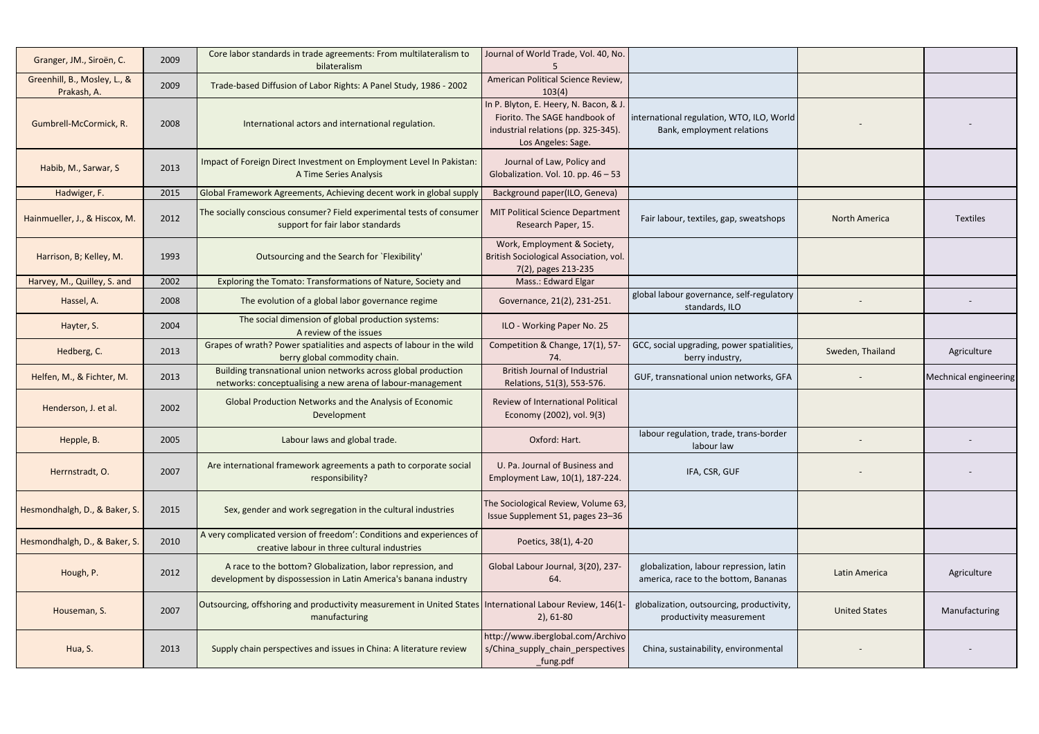| | | | | | | |
|---|---|---|---|---|---|---|
| Granger, JM., Siroën, C. | 2009 | Core labor standards in trade agreements: From multilateralism to bilateralism | Journal of World Trade, Vol. 40, No. 5 | | | |
| Greenhill, B., Mosley, L., & Prakash, A. | 2009 | Trade-based Diffusion of Labor Rights: A Panel Study, 1986 - 2002 | American Political Science Review, 103(4) | | | |
| Gumbrell-McCormick, R. | 2008 | International actors and international regulation. | In P. Blyton, E. Heery, N. Bacon, & J. Fiorito. The SAGE handbook of industrial relations (pp. 325-345). Los Angeles: Sage. | international regulation, WTO, ILO, World Bank, employment relations | - | - |
| Habib, M., Sarwar, S | 2013 | Impact of Foreign Direct Investment on Employment Level In Pakistan: A Time Series Analysis | Journal of Law, Policy and Globalization. Vol. 10. pp. 46 – 53 | | | |
| Hadwiger, F. | 2015 | Global Framework Agreements, Achieving decent work in global supply | Background paper(ILO, Geneva) | | | |
| Hainmueller, J., & Hiscox, M. | 2012 | The socially conscious consumer? Field experimental tests of consumer support for fair labor standards | MIT Political Science Department Research Paper, 15. | Fair labour, textiles, gap, sweatshops | North America | Textiles |
| Harrison, B; Kelley, M. | 1993 | Outsourcing and the Search for `Flexibility' | Work, Employment & Society, British Sociological Association, vol. 7(2), pages 213-235 | | | |
| Harvey, M., Quilley, S. and | 2002 | Exploring the Tomato: Transformations of Nature, Society and | Mass.: Edward Elgar | | | |
| Hassel, A. | 2008 | The evolution of a global labor governance regime | Governance, 21(2), 231-251. | global labour governance, self-regulatory standards, ILO | - | - |
| Hayter, S. | 2004 | The social dimension of global production systems: A review of the issues | ILO - Working Paper No. 25 | | | |
| Hedberg, C. | 2013 | Grapes of wrath? Power spatialities and aspects of labour in the wild berry global commodity chain. | Competition & Change, 17(1), 57-74. | GCC, social upgrading, power spatialities, berry industry, | Sweden, Thailand | Agriculture |
| Helfen, M., & Fichter, M. | 2013 | Building transnational union networks across global production networks: conceptualising a new arena of labour-management | British Journal of Industrial Relations, 51(3), 553-576. | GUF, transnational union networks, GFA | - | Mechnical engineering |
| Henderson, J. et al. | 2002 | Global Production Networks and the Analysis of Economic Development | Review of International Political Economy (2002), vol. 9(3) | | | |
| Hepple, B. | 2005 | Labour laws and global trade. | Oxford: Hart. | labour regulation, trade, trans-border labour law | - | - |
| Herrnstradt, O. | 2007 | Are international framework agreements a path to corporate social responsibility? | U. Pa. Journal of Business and Employment Law, 10(1), 187-224. | IFA, CSR, GUF | - | - |
| Hesmondhalgh, D., & Baker, S. | 2015 | Sex, gender and work segregation in the cultural industries | The Sociological Review, Volume 63, Issue Supplement S1, pages 23–36 | | | |
| Hesmondhalgh, D., & Baker, S. | 2010 | A very complicated version of freedom': Conditions and experiences of creative labour in three cultural industries | Poetics, 38(1), 4-20 | | | |
| Hough, P. | 2012 | A race to the bottom? Globalization, labor repression, and development by dispossession in Latin America's banana industry | Global Labour Journal, 3(20), 237-64. | globalization, labour repression, latin america, race to the bottom, Bananas | Latin America | Agriculture |
| Houseman, S. | 2007 | Outsourcing, offshoring and productivity measurement in United States manufacturing | International Labour Review, 146(1-2), 61-80 | globalization, outsourcing, productivity, productivity measurement | United States | Manufacturing |
| Hua, S. | 2013 | Supply chain perspectives and issues in China: A literature review | http://www.iberglobal.com/Archivos/China_supply_chain_perspectives_fung.pdf | China, sustainability, environmental | - | - |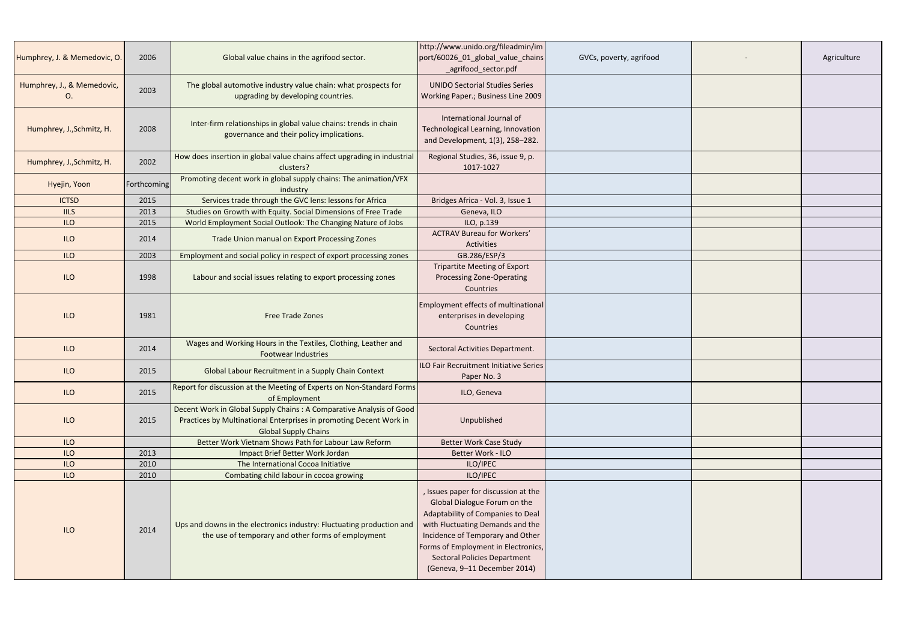| | | | | | | |
|---|---|---|---|---|---|---|
| Humphrey, J. & Memedovic, O. | 2006 | Global value chains in the agrifood sector. | http://www.unido.org/fileadmin/import/60026_01_global_value_chains_agrifood_sector.pdf | GVCs, poverty, agrifood | - | Agriculture |
| Humphrey, J., & Memedovic, O. | 2003 | The global automotive industry value chain: what prospects for upgrading by developing countries. | UNIDO Sectorial Studies Series Working Paper.; Business Line 2009 | | | |
| Humphrey, J.,Schmitz, H. | 2008 | Inter-firm relationships in global value chains: trends in chain governance and their policy implications. | International Journal of Technological Learning, Innovation and Development, 1(3), 258–282. | | | |
| Humphrey, J.,Schmitz, H. | 2002 | How does insertion in global value chains affect upgrading in industrial clusters? | Regional Studies, 36, issue 9, p. 1017-1027 | | | |
| Hyejin, Yoon | Forthcoming | Promoting decent work in global supply chains: The animation/VFX industry | | | | |
| ICTSD | 2015 | Services trade through the GVC lens: lessons for Africa | Bridges Africa - Vol. 3, Issue 1 | | | |
| IILS | 2013 | Studies on Growth with Equity. Social Dimensions of Free Trade | Geneva, ILO | | | |
| ILO | 2015 | World Employment Social Outlook: The Changing Nature of Jobs | ILO, p.139 | | | |
| ILO | 2014 | Trade Union manual on Export Processing Zones | ACTRAV Bureau for Workers' Activities | | | |
| ILO | 2003 | Employment and social policy in respect of export processing zones | GB.286/ESP/3 | | | |
| ILO | 1998 | Labour and social issues relating to export processing zones | Tripartite Meeting of Export Processing Zone-Operating Countries | | | |
| ILO | 1981 | Free Trade Zones | Employment effects of multinational enterprises in developing Countries | | | |
| ILO | 2014 | Wages and Working Hours in the Textiles, Clothing, Leather and Footwear Industries | Sectoral Activities Department. | | | |
| ILO | 2015 | Global Labour Recruitment in a Supply Chain Context | ILO Fair Recruitment Initiative Series Paper No. 3 | | | |
| ILO | 2015 | Report for discussion at the Meeting of Experts on Non-Standard Forms of Employment | ILO, Geneva | | | |
| ILO | 2015 | Decent Work in Global Supply Chains : A Comparative Analysis of Good Practices by Multinational Enterprises in promoting Decent Work in Global Supply Chains | Unpublished | | | |
| ILO | | Better Work Vietnam Shows Path for Labour Law Reform | Better Work Case Study | | | |
| ILO | 2013 | Impact Brief Better Work Jordan | Better Work - ILO | | | |
| ILO | 2010 | The International Cocoa Initiative | ILO/IPEC | | | |
| ILO | 2010 | Combating child labour in cocoa growing | ILO/IPEC | | | |
| ILO | 2014 | Ups and downs in the electronics industry: Fluctuating production and the use of temporary and other forms of employment | , Issues paper for discussion at the Global Dialogue Forum on the Adaptability of Companies to Deal with Fluctuating Demands and the Incidence of Temporary and Other Forms of Employment in Electronics, Sectoral Policies Department (Geneva, 9–11 December 2014) | | | |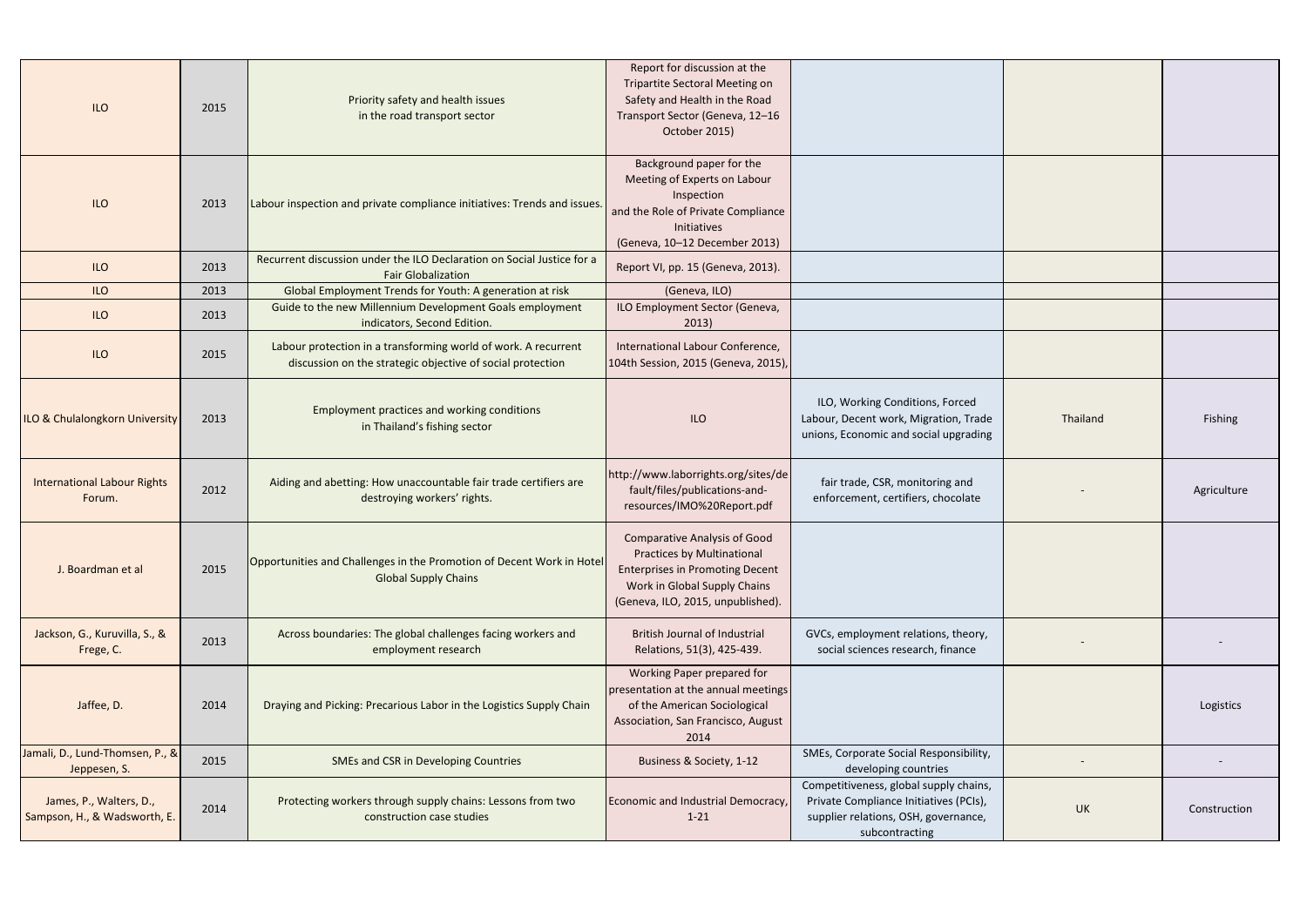| | | | | | | |
|---|---|---|---|---|---|---|
| ILO | 2015 | Priority safety and health issues in the road transport sector | Report for discussion at the Tripartite Sectoral Meeting on Safety and Health in the Road Transport Sector (Geneva, 12–16 October 2015) | | | |
| ILO | 2013 | Labour inspection and private compliance initiatives: Trends and issues. | Background paper for the Meeting of Experts on Labour Inspection and the Role of Private Compliance Initiatives (Geneva, 10–12 December 2013) | | | |
| ILO | 2013 | Recurrent discussion under the ILO Declaration on Social Justice for a Fair Globalization | Report VI, pp. 15 (Geneva, 2013). | | | |
| ILO | 2013 | Global Employment Trends for Youth: A generation at risk | (Geneva, ILO) | | | |
| ILO | 2013 | Guide to the new Millennium Development Goals employment indicators, Second Edition. | ILO Employment Sector (Geneva, 2013) | | | |
| ILO | 2015 | Labour protection in a transforming world of work. A recurrent discussion on the strategic objective of social protection | International Labour Conference, 104th Session, 2015 (Geneva, 2015), | | | |
| ILO & Chulalongkorn University | 2013 | Employment practices and working conditions in Thailand's fishing sector | ILO | ILO, Working Conditions, Forced Labour, Decent work, Migration, Trade unions, Economic and social upgrading | Thailand | Fishing |
| International Labour Rights Forum. | 2012 | Aiding and abetting: How unaccountable fair trade certifiers are destroying workers' rights. | http://www.laborrights.org/sites/default/files/publications-and-resources/IMO%20Report.pdf | fair trade, CSR, monitoring and enforcement, certifiers, chocolate | - | Agriculture |
| J. Boardman et al | 2015 | Opportunities and Challenges in the Promotion of Decent Work in Hotel Global Supply Chains | Comparative Analysis of Good Practices by Multinational Enterprises in Promoting Decent Work in Global Supply Chains (Geneva, ILO, 2015, unpublished). | | | |
| Jackson, G., Kuruvilla, S., & Frege, C. | 2013 | Across boundaries: The global challenges facing workers and employment research | British Journal of Industrial Relations, 51(3), 425-439. | GVCs, employment relations, theory, social sciences research, finance | - | - |
| Jaffee, D. | 2014 | Draying and Picking: Precarious Labor in the Logistics Supply Chain | Working Paper prepared for presentation at the annual meetings of the American Sociological Association, San Francisco, August 2014 | | | Logistics |
| Jamali, D., Lund-Thomsen, P., & Jeppesen, S. | 2015 | SMEs and CSR in Developing Countries | Business & Society, 1-12 | SMEs, Corporate Social Responsibility, developing countries | - | - |
| James, P., Walters, D., Sampson, H., & Wadsworth, E. | 2014 | Protecting workers through supply chains: Lessons from two construction case studies | Economic and Industrial Democracy, 1-21 | Competitiveness, global supply chains, Private Compliance Initiatives (PCIs), supplier relations, OSH, governance, subcontracting | UK | Construction |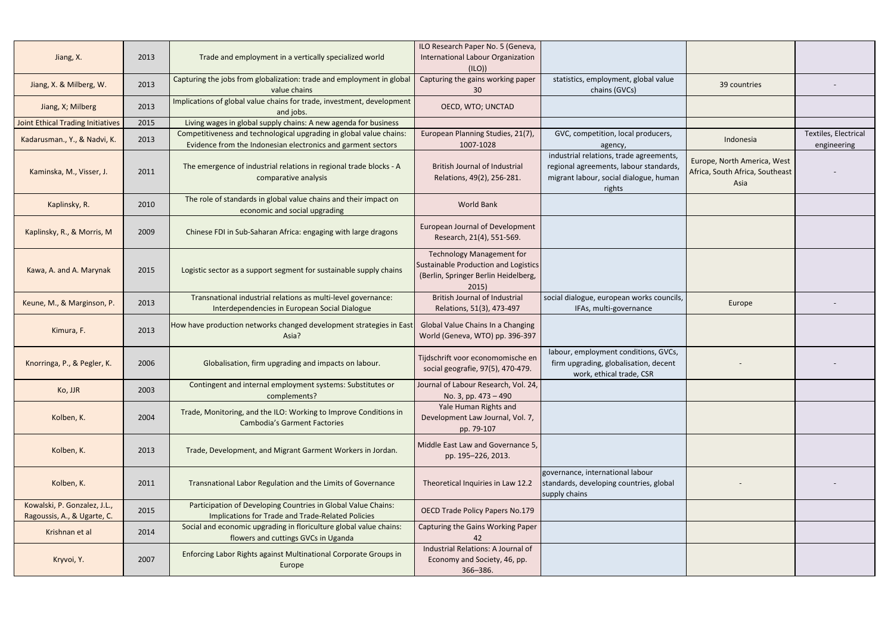| | | | | | | |
|---|---|---|---|---|---|---|
| Jiang, X. | 2013 | Trade and employment in a vertically specialized world | ILO Research Paper No. 5 (Geneva, International Labour Organization (ILO)) | | | |
| Jiang, X. & Milberg, W. | 2013 | Capturing the jobs from globalization: trade and employment in global value chains | Capturing the gains working paper 30 | statistics, employment, global value chains (GVCs) | 39 countries | - |
| Jiang, X; Milberg | 2013 | Implications of global value chains for trade, investment, development and jobs. | OECD, WTO; UNCTAD | | | |
| Joint Ethical Trading Initiatives | 2015 | Living wages in global supply chains: A new agenda for business | | | | |
| Kadarusman., Y., & Nadvi, K. | 2013 | Competitiveness and technological upgrading in global value chains: Evidence from the Indonesian electronics and garment sectors | European Planning Studies, 21(7), 1007-1028 | GVC, competition, local producers, agency, | Indonesia | Textiles, Electrical engineering |
| Kaminska, M., Visser, J. | 2011 | The emergence of industrial relations in regional trade blocks - A comparative analysis | British Journal of Industrial Relations, 49(2), 256-281. | industrial relations, trade agreements, regional agreements, labour standards, migrant labour, social dialogue, human rights | Europe, North America, West Africa, South Africa, Southeast Asia | - |
| Kaplinsky, R. | 2010 | The role of standards in global value chains and their impact on economic and social upgrading | World Bank | | | |
| Kaplinsky, R., & Morris, M | 2009 | Chinese FDI in Sub-Saharan Africa: engaging with large dragons | European Journal of Development Research, 21(4), 551-569. | | | |
| Kawa, A. and A. Marynak | 2015 | Logistic sector as a support segment for sustainable supply chains | Technology Management for Sustainable Production and Logistics (Berlin, Springer Berlin Heidelberg, 2015) | | | |
| Keune, M., & Marginson, P. | 2013 | Transnational industrial relations as multi-level governance: Interdependencies in European Social Dialogue | British Journal of Industrial Relations, 51(3), 473-497 | social dialogue, european works councils, IFAs, multi-governance | Europe | - |
| Kimura, F. | 2013 | How have production networks changed development strategies in East Asia? | Global Value Chains In a Changing World (Geneva, WTO) pp. 396-397 | | | |
| Knorringa, P., & Pegler, K. | 2006 | Globalisation, firm upgrading and impacts on labour. | Tijdschrift voor economomische en social geografie, 97(5), 470-479. | labour, employment conditions, GVCs, firm upgrading, globalisation, decent work, ethical trade, CSR | - | - |
| Ko, JJR | 2003 | Contingent and internal employment systems: Substitutes or complements? | Journal of Labour Research, Vol. 24, No. 3, pp. 473 – 490 | | | |
| Kolben, K. | 2004 | Trade, Monitoring, and the ILO: Working to Improve Conditions in Cambodia's Garment Factories | Yale Human Rights and Development Law Journal, Vol. 7, pp. 79-107 | | | |
| Kolben, K. | 2013 | Trade, Development, and Migrant Garment Workers in Jordan. | Middle East Law and Governance 5, pp. 195–226, 2013. | | | |
| Kolben, K. | 2011 | Transnational Labor Regulation and the Limits of Governance | Theoretical Inquiries in Law 12.2 | governance, international labour standards, developing countries, global supply chains | - | - |
| Kowalski, P. Gonzalez, J.L., Ragoussis, A., & Ugarte, C. | 2015 | Participation of Developing Countries in Global Value Chains: Implications for Trade and Trade-Related Policies | OECD Trade Policy Papers No.179 | | | |
| Krishnan et al | 2014 | Social and economic upgrading in floriculture global value chains: flowers and cuttings GVCs in Uganda | Capturing the Gains Working Paper 42 | | | |
| Kryvoi, Y. | 2007 | Enforcing Labor Rights against Multinational Corporate Groups in Europe | Industrial Relations: A Journal of Economy and Society, 46, pp. 366–386. | | | |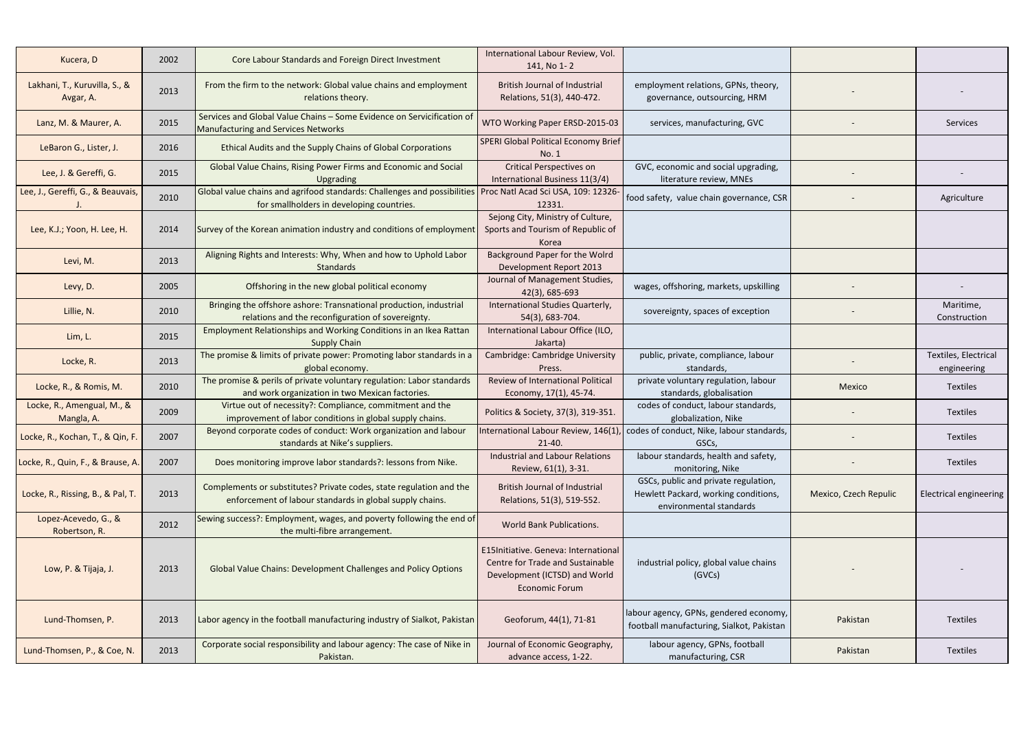| | | | | | | |
|---|---|---|---|---|---|---|
| Kucera, D | 2002 | Core Labour Standards and Foreign Direct Investment | International Labour Review, Vol. 141, No 1- 2 | | | |
| Lakhani, T., Kuruvilla, S., & Avgar, A. | 2013 | From the firm to the network: Global value chains and employment relations theory. | British Journal of Industrial Relations, 51(3), 440-472. | employment relations, GPNs, theory, governance, outsourcing, HRM | - | - |
| Lanz, M. & Maurer, A. | 2015 | Services and Global Value Chains – Some Evidence on Servicification of Manufacturing and Services Networks | WTO Working Paper ERSD-2015-03 | services, manufacturing, GVC | - | Services |
| LeBaron G., Lister, J. | 2016 | Ethical Audits and the Supply Chains of Global Corporations | SPERI Global Political Economy Brief No. 1 | | | |
| Lee, J. & Gereffi, G. | 2015 | Global Value Chains, Rising Power Firms and Economic and Social Upgrading | Critical Perspectives on International Business 11(3/4) | GVC, economic and social upgrading, literature review, MNEs | - | - |
| Lee, J., Gereffi, G., & Beauvais, J. | 2010 | Global value chains and agrifood standards: Challenges and possibilities for smallholders in developing countries. | Proc Natl Acad Sci USA, 109: 12326-12331. | food safety, value chain governance, CSR | - | Agriculture |
| Lee, K.J.; Yoon, H. Lee, H. | 2014 | Survey of the Korean animation industry and conditions of employment | Sejong City, Ministry of Culture, Sports and Tourism of Republic of Korea | | | |
| Levi, M. | 2013 | Aligning Rights and Interests: Why, When and how to Uphold Labor Standards | Background Paper for the Wolrd Development Report 2013 | | | |
| Levy, D. | 2005 | Offshoring in the new global political economy | Journal of Management Studies, 42(3), 685-693 | wages, offshoring, markets, upskilling | - | - |
| Lillie, N. | 2010 | Bringing the offshore ashore: Transnational production, industrial relations and the reconfiguration of sovereignty. | International Studies Quarterly, 54(3), 683-704. | sovereignty, spaces of exception | - | Maritime, Construction |
| Lim, L. | 2015 | Employment Relationships and Working Conditions in an Ikea Rattan Supply Chain | International Labour Office (ILO, Jakarta) | | | |
| Locke, R. | 2013 | The promise & limits of private power: Promoting labor standards in a global economy. | Cambridge: Cambridge University Press. | public, private, compliance, labour standards, | - | Textiles, Electrical engineering |
| Locke, R., & Romis, M. | 2010 | The promise & perils of private voluntary regulation: Labor standards and work organization in two Mexican factories. | Review of International Political Economy, 17(1), 45-74. | private voluntary regulation, labour standards, globalisation | Mexico | Textiles |
| Locke, R., Amengual, M., & Mangla, A. | 2009 | Virtue out of necessity?: Compliance, commitment and the improvement of labor conditions in global supply chains. | Politics & Society, 37(3), 319-351. | codes of conduct, labour standards, globalization, Nike | - | Textiles |
| Locke, R., Kochan, T., & Qin, F. | 2007 | Beyond corporate codes of conduct: Work organization and labour standards at Nike's suppliers. | International Labour Review, 146(1), 21-40. | codes of conduct, Nike, labour standards, GSCs, | - | Textiles |
| Locke, R., Quin, F., & Brause, A. | 2007 | Does monitoring improve labor standards?: lessons from Nike. | Industrial and Labour Relations Review, 61(1), 3-31. | labour standards, health and safety, monitoring, Nike | - | Textiles |
| Locke, R., Rissing, B., & Pal, T. | 2013 | Complements or substitutes? Private codes, state regulation and the enforcement of labour standards in global supply chains. | British Journal of Industrial Relations, 51(3), 519-552. | GSCs, public and private regulation, Hewlett Packard, working conditions, environmental standards | Mexico, Czech Repulic | Electrical engineering |
| Lopez-Acevedo, G., & Robertson, R. | 2012 | Sewing success?: Employment, wages, and poverty following the end of the multi-fibre arrangement. | World Bank Publications. | | | |
| Low, P. & Tijaja, J. | 2013 | Global Value Chains: Development Challenges and Policy Options | E15Initiative. Geneva: International Centre for Trade and Sustainable Development (ICTSD) and World Economic Forum | industrial policy, global value chains (GVCs) | - | - |
| Lund-Thomsen, P. | 2013 | Labor agency in the football manufacturing industry of Sialkot, Pakistan | Geoforum, 44(1), 71-81 | labour agency, GPNs, gendered economy, football manufacturing, Sialkot, Pakistan | Pakistan | Textiles |
| Lund-Thomsen, P., & Coe, N. | 2013 | Corporate social responsibility and labour agency: The case of Nike in Pakistan. | Journal of Economic Geography, advance access, 1-22. | labour agency, GPNs, football manufacturing, CSR | Pakistan | Textiles |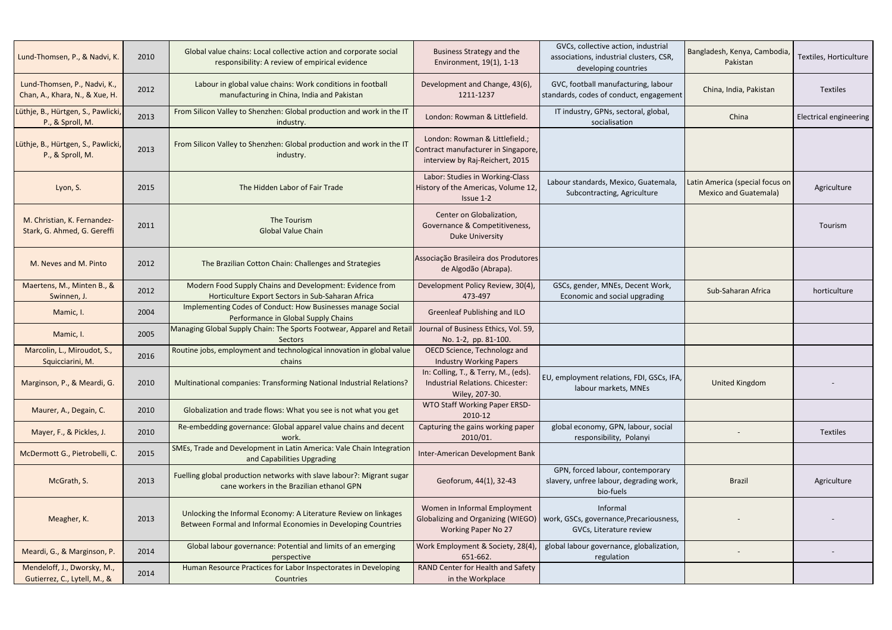| | | | | | | |
|---|---|---|---|---|---|---|
| Lund-Thomsen, P., & Nadvi, K. | 2010 | Global value chains: Local collective action and corporate social responsibility: A review of empirical evidence | Business Strategy and the Environment, 19(1), 1-13 | GVCs, collective action, industrial associations, industrial clusters, CSR, developing countries | Bangladesh, Kenya, Cambodia, Pakistan | Textiles, Horticulture |
| Lund-Thomsen, P., Nadvi, K., Chan, A., Khara, N., & Xue, H. | 2012 | Labour in global value chains: Work conditions in football manufacturing in China, India and Pakistan | Development and Change, 43(6), 1211-1237 | GVC, football manufacturing, labour standards, codes of conduct, engagement | China, India, Pakistan | Textiles |
| Lüthje, B., Hürtgen, S., Pawlicki, P., & Sproll, M. | 2013 | From Silicon Valley to Shenzhen: Global production and work in the IT industry. | London: Rowman & Littlefield. | IT industry, GPNs, sectoral, global, socialisation | China | Electrical engineering |
| Lüthje, B., Hürtgen, S., Pawlicki, P., & Sproll, M. | 2013 | From Silicon Valley to Shenzhen: Global production and work in the IT industry. | London: Rowman & Littlefield.; Contract manufacturer in Singapore, interview by Raj-Reichert, 2015 | | | |
| Lyon, S. | 2015 | The Hidden Labor of Fair Trade | Labor: Studies in Working-Class History of the Americas, Volume 12, Issue 1-2 | Labour standards, Mexico, Guatemala, Subcontracting, Agriculture | Latin America (special focus on Mexico and Guatemala) | Agriculture |
| M. Christian, K. Fernandez-Stark, G. Ahmed, G. Gereffi | 2011 | The Tourism Global Value Chain | Center on Globalization, Governance & Competitiveness, Duke University | | | Tourism |
| M. Neves and M. Pinto | 2012 | The Brazilian Cotton Chain: Challenges and Strategies | Associação Brasileira dos Produtores de Algodão (Abrapa). | | | |
| Maertens, M., Minten B., & Swinnen, J. | 2012 | Modern Food Supply Chains and Development: Evidence from Horticulture Export Sectors in Sub-Saharan Africa | Development Policy Review, 30(4), 473-497 | GSCs, gender, MNEs, Decent Work, Economic and social upgrading | Sub-Saharan Africa | horticulture |
| Mamic, I. | 2004 | Implementing Codes of Conduct: How Businesses manage Social Performance in Global Supply Chains | Greenleaf Publishing and ILO | | | |
| Mamic, I. | 2005 | Managing Global Supply Chain: The Sports Footwear, Apparel and Retail Sectors | Journal of Business Ethics, Vol. 59, No. 1-2, pp. 81-100. | | | |
| Marcolin, L., Miroudot, S., Squicciarini, M. | 2016 | Routine jobs, employment and technological innovation in global value chains | OECD Science, Technologz and Industry Working Papers | | | |
| Marginson, P., & Meardi, G. | 2010 | Multinational companies: Transforming National Industrial Relations? | In: Colling, T., & Terry, M., (eds). Industrial Relations. Chicester: Wiley, 207-30. | EU, employment relations, FDI, GSCs, IFA, labour markets, MNEs | United Kingdom | - |
| Maurer, A., Degain, C. | 2010 | Globalization and trade flows: What you see is not what you get | WTO Staff Working Paper ERSD-2010-12 | | | |
| Mayer, F., & Pickles, J. | 2010 | Re-embedding governance: Global apparel value chains and decent work. | Capturing the gains working paper 2010/01. | global economy, GPN, labour, social responsibility, Polanyi | - | Textiles |
| McDermott G., Pietrobelli, C. | 2015 | SMEs, Trade and Development in Latin America: Vale Chain Integration and Capabilities Upgrading | Inter-American Development Bank | | | |
| McGrath, S. | 2013 | Fuelling global production networks with slave labour?: Migrant sugar cane workers in the Brazilian ethanol GPN | Geoforum, 44(1), 32-43 | GPN, forced labour, contemporary slavery, unfree labour, degrading work, bio-fuels | Brazil | Agriculture |
| Meagher, K. | 2013 | Unlocking the Informal Economy: A Literature Review on linkages Between Formal and Informal Economies in Developing Countries | Women in Informal Employment Globalizing and Organizing (WIEGO) Working Paper No 27 | Informal work, GSCs, governance,Precariousness, GVCs, Literature review | - | - |
| Meardi, G., & Marginson, P. | 2014 | Global labour governance: Potential and limits of an emerging perspective | Work Employment & Society, 28(4), 651-662. | global labour governance, globalization, regulation | - | - |
| Mendeloff, J., Dworsky, M., Gutierrez, C., Lytell, M., & | 2014 | Human Resource Practices for Labor Inspectorates in Developing Countries | RAND Center for Health and Safety in the Workplace | | | |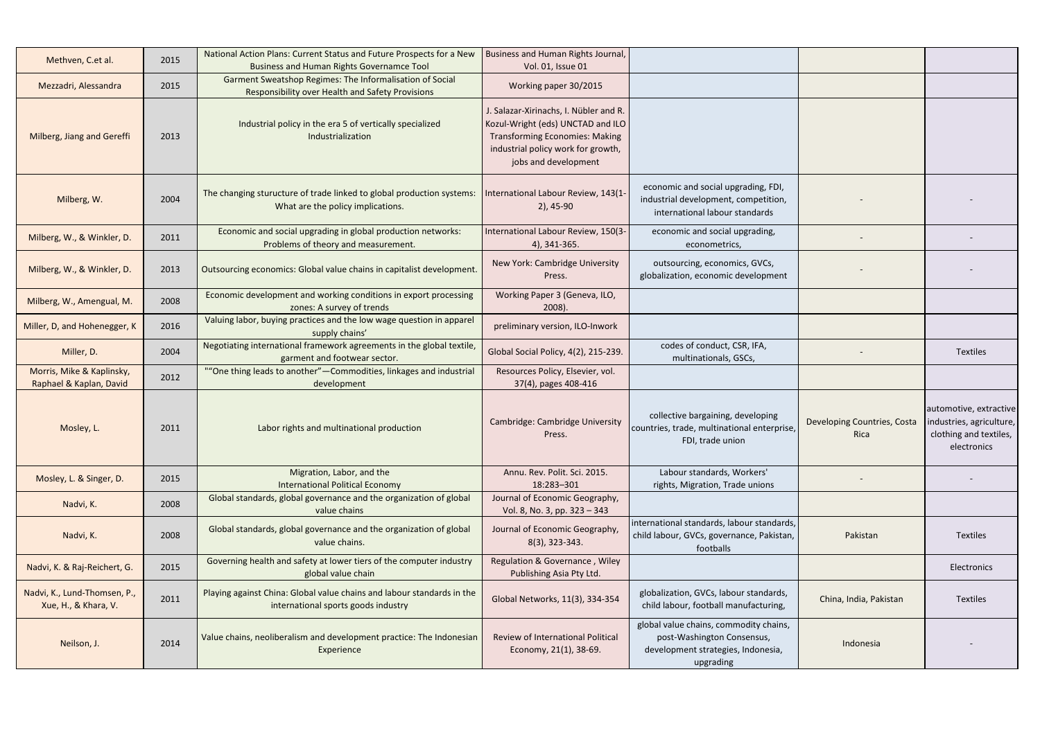| | | | | | | |
|---|---|---|---|---|---|---|
| Methven, C.et al. | 2015 | National Action Plans: Current Status and Future Prospects for a New Business and Human Rights Governamce Tool | Business and Human Rights Journal, Vol. 01, Issue 01 | | | |
| Mezzadri, Alessandra | 2015 | Garment Sweatshop Regimes: The Informalisation of Social Responsibility over Health and Safety Provisions | Working paper 30/2015 | | | |
| Milberg, Jiang and Gereffi | 2013 | Industrial policy in the era 5 of vertically specialized Industrialization | J. Salazar-Xirinachs, I. Nübler and R. Kozul-Wright (eds) UNCTAD and ILO Transforming Economies: Making industrial policy work for growth, jobs and development | | | |
| Milberg, W. | 2004 | The changing sturucture of trade linked to global production systems: What are the policy implications. | International Labour Review, 143(1-2), 45-90 | economic and social upgrading, FDI, industrial development, competition, international labour standards | - | - |
| Milberg, W., & Winkler, D. | 2011 | Economic and social upgrading in global production networks: Problems of theory and measurement. | International Labour Review, 150(3-4), 341-365. | economic and social upgrading, econometrics, | - | - |
| Milberg, W., & Winkler, D. | 2013 | Outsourcing economics: Global value chains in capitalist development. | New York: Cambridge University Press. | outsourcing, economics, GVCs, globalization, economic development | - | - |
| Milberg, W., Amengual, M. | 2008 | Economic development and working conditions in export processing zones: A survey of trends | Working Paper 3 (Geneva, ILO, 2008). | | | |
| Miller, D, and Hohenegger, K | 2016 | Valuing labor, buying practices and the low wage question in apparel supply chains' | preliminary version, ILO-Inwork | | | |
| Miller, D. | 2004 | Negotiating international framework agreements in the global textile, garment and footwear sector. | Global Social Policy, 4(2), 215-239. | codes of conduct, CSR, IFA, multinationals, GSCs, | - | Textiles |
| Morris, Mike & Kaplinsky, Raphael & Kaplan, David | 2012 | ""One thing leads to another"—Commodities, linkages and industrial development | Resources Policy, Elsevier, vol. 37(4), pages 408-416 | | | |
| Mosley, L. | 2011 | Labor rights and multinational production | Cambridge: Cambridge University Press. | collective bargaining, developing countries, trade, multinational enterprise, FDI, trade union | Developing Countries, Costa Rica | automotive, extractive industries, agriculture, clothing and textiles, electronics |
| Mosley, L. & Singer, D. | 2015 | Migration, Labor, and the International Political Economy | Annu. Rev. Polit. Sci. 2015. 18:283–301 | Labour standards, Workers' rights, Migration, Trade unions | - | - |
| Nadvi, K. | 2008 | Global standards, global governance and the organization of global value chains | Journal of Economic Geography, Vol. 8, No. 3, pp. 323 – 343 | | | |
| Nadvi, K. | 2008 | Global standards, global governance and the organization of global value chains. | Journal of Economic Geography, 8(3), 323-343. | international standards, labour standards, child labour, GVCs, governance, Pakistan, footballs | Pakistan | Textiles |
| Nadvi, K. & Raj-Reichert, G. | 2015 | Governing health and safety at lower tiers of the computer industry global value chain | Regulation & Governance , Wiley Publishing Asia Pty Ltd. | | | Electronics |
| Nadvi, K., Lund-Thomsen, P., Xue, H., & Khara, V. | 2011 | Playing against China: Global value chains and labour standards in the international sports goods industry | Global Networks, 11(3), 334-354 | globalization, GVCs, labour standards, child labour, football manufacturing, | China, India, Pakistan | Textiles |
| Neilson, J. | 2014 | Value chains, neoliberalism and development practice: The Indonesian Experience | Review of International Political Economy, 21(1), 38-69. | global value chains, commodity chains, post-Washington Consensus, development strategies, Indonesia, upgrading | Indonesia | - |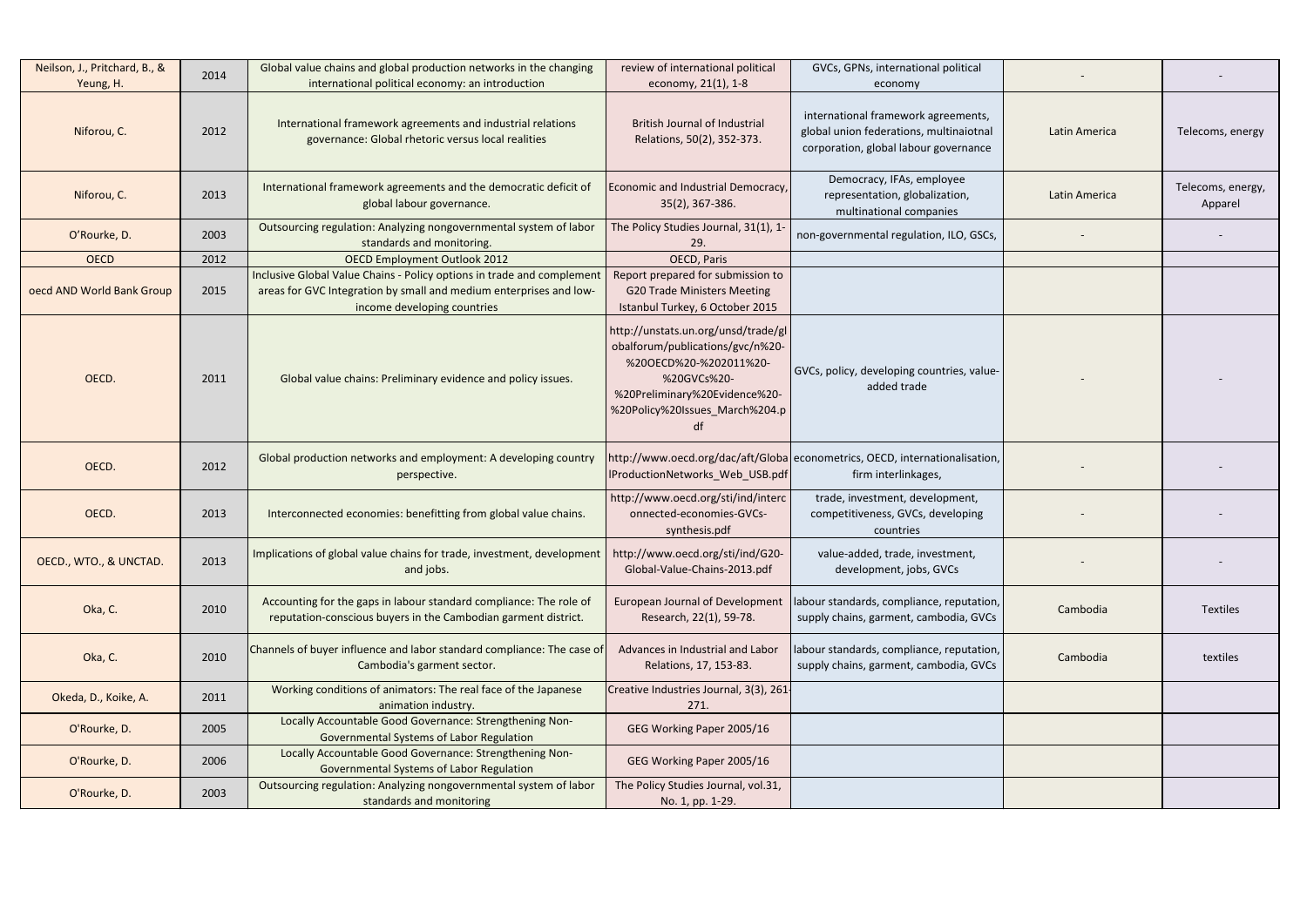| | | | | | | |
|---|---|---|---|---|---|---|
| Neilson, J., Pritchard, B., & Yeung, H. | 2014 | Global value chains and global production networks in the changing international political economy: an introduction | review of international political economy, 21(1), 1-8 | GVCs, GPNs, international political economy | - | - |
| Niforou, C. | 2012 | International framework agreements and industrial relations governance: Global rhetoric versus local realities | British Journal of Industrial Relations, 50(2), 352-373. | international framework agreements, global union federations, multinaiotnal corporation, global labour governance | Latin America | Telecoms, energy |
| Niforou, C. | 2013 | International framework agreements and the democratic deficit of global labour governance. | Economic and Industrial Democracy, 35(2), 367-386. | Democracy, IFAs, employee representation, globalization, multinational companies | Latin America | Telecoms, energy, Apparel |
| O'Rourke, D. | 2003 | Outsourcing regulation: Analyzing nongovernmental system of labor standards and monitoring. | The Policy Studies Journal, 31(1), 1-29. | non-governmental regulation, ILO, GSCs, | - | - |
| OECD | 2012 | OECD Employment Outlook 2012 | OECD, Paris | | | |
| oecd AND World Bank Group | 2015 | Inclusive Global Value Chains - Policy options in trade and complement areas for GVC Integration by small and medium enterprises and low-income developing countries | Report prepared for submission to G20 Trade Ministers Meeting Istanbul Turkey, 6 October 2015 | | | |
| OECD. | 2011 | Global value chains: Preliminary evidence and policy issues. | http://unstats.un.org/unsd/trade/globalforum/publications/gvc/n%20-%20OECD%20-%202011%20-%20GVCs%20-%20Preliminary%20Evidence%20-%20Policy%20Issues_March%204.pdf | GVCs, policy, developing countries, value-added trade | - | - |
| OECD. | 2012 | Global production networks and employment: A developing country perspective. | http://www.oecd.org/dac/aft/GlobalProductionNetworks_Web_USB.pdf | econometrics, OECD, internationalisation, firm interlinkages, | - | - |
| OECD. | 2013 | Interconnected economies: benefitting from global value chains. | http://www.oecd.org/sti/ind/interconnected-economies-GVCs-synthesis.pdf | trade, investment, development, competitiveness, GVCs, developing countries | - | - |
| OECD., WTO., & UNCTAD. | 2013 | Implications of global value chains for trade, investment, development and jobs. | http://www.oecd.org/sti/ind/G20-Global-Value-Chains-2013.pdf | value-added, trade, investment, development, jobs, GVCs | - | - |
| Oka, C. | 2010 | Accounting for the gaps in labour standard compliance: The role of reputation-conscious buyers in the Cambodian garment district. | European Journal of Development Research, 22(1), 59-78. | labour standards, compliance, reputation, supply chains, garment, cambodia, GVCs | Cambodia | Textiles |
| Oka, C. | 2010 | Channels of buyer influence and labor standard compliance: The case of Cambodia's garment sector. | Advances in Industrial and Labor Relations, 17, 153-83. | labour standards, compliance, reputation, supply chains, garment, cambodia, GVCs | Cambodia | textiles |
| Okeda, D., Koike, A. | 2011 | Working conditions of animators: The real face of the Japanese animation industry. | Creative Industries Journal, 3(3), 261-271. | | | |
| O'Rourke, D. | 2005 | Locally Accountable Good Governance: Strengthening Non-Governmental Systems of Labor Regulation | GEG Working Paper 2005/16 | | | |
| O'Rourke, D. | 2006 | Locally Accountable Good Governance: Strengthening Non-Governmental Systems of Labor Regulation | GEG Working Paper 2005/16 | | | |
| O'Rourke, D. | 2003 | Outsourcing regulation: Analyzing nongovernmental system of labor standards and monitoring | The Policy Studies Journal, vol.31, No. 1, pp. 1-29. | | | |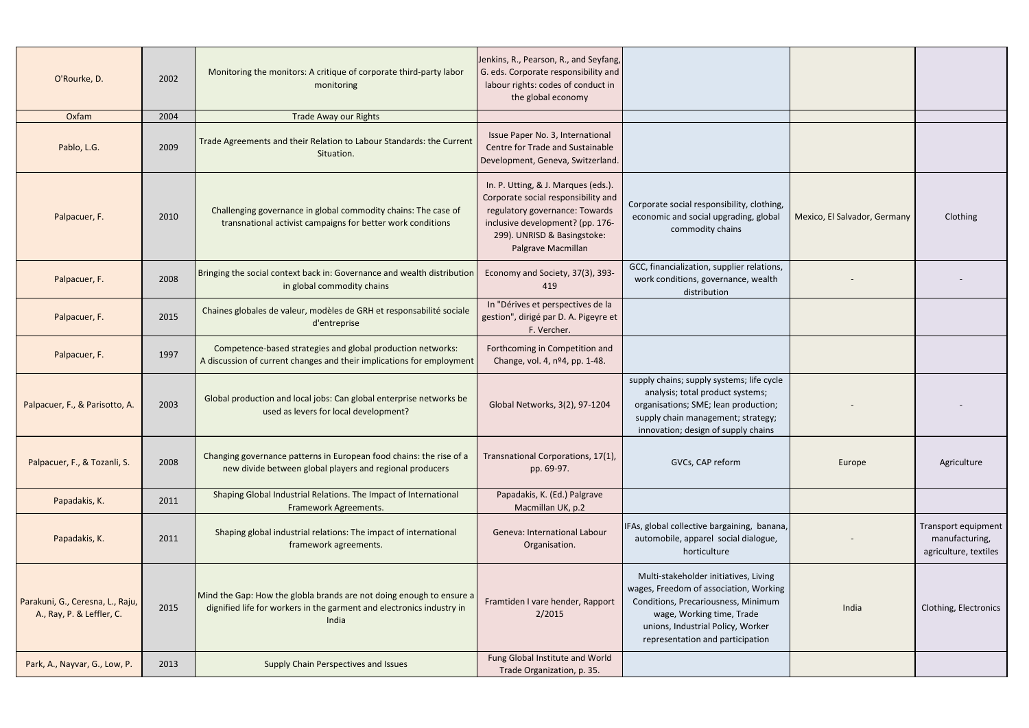| | | | | | | |
|---|---|---|---|---|---|---|
| O'Rourke, D. | 2002 | Monitoring the monitors: A critique of corporate third-party labor monitoring | Jenkins, R., Pearson, R., and Seyfang, G. eds. Corporate responsibility and labour rights: codes of conduct in the global economy | | | |
| Oxfam | 2004 | Trade Away our Rights | | | | |
| Pablo, L.G. | 2009 | Trade Agreements and their Relation to Labour Standards: the Current Situation. | Issue Paper No. 3, International Centre for Trade and Sustainable Development, Geneva, Switzerland. | | | |
| Palpacuer, F. | 2010 | Challenging governance in global commodity chains: The case of transnational activist campaigns for better work conditions | In. P. Utting, & J. Marques (eds.). Corporate social responsibility and regulatory governance: Towards inclusive development? (pp. 176-299). UNRISD & Basingstoke: Palgrave Macmillan | Corporate social responsibility, clothing, economic and social upgrading, global commodity chains | Mexico, El Salvador, Germany | Clothing |
| Palpacuer, F. | 2008 | Bringing the social context back in: Governance and wealth distribution in global commodity chains | Economy and Society, 37(3), 393-419 | GCC, financialization, supplier relations, work conditions, governance, wealth distribution | - | - |
| Palpacuer, F. | 2015 | Chaines globales de valeur, modèles de GRH et responsabilité sociale d'entreprise | In "Dérives et perspectives de la gestion", dirigé par D. A. Pigeyre et F. Vercher. | | | |
| Palpacuer, F. | 1997 | Competence-based strategies and global production networks: A discussion of current changes and their implications for employment | Forthcoming in Competition and Change, vol. 4, nº4, pp. 1-48. | | | |
| Palpacuer, F., & Parisotto, A. | 2003 | Global production and local jobs: Can global enterprise networks be used as levers for local development? | Global Networks, 3(2), 97-1204 | supply chains; supply systems; life cycle analysis; total product systems; organisations; SME; lean production; supply chain management; strategy; innovation; design of supply chains | - | - |
| Palpacuer, F., & Tozanli, S. | 2008 | Changing governance patterns in European food chains: the rise of a new divide between global players and regional producers | Transnational Corporations, 17(1), pp. 69-97. | GVCs, CAP reform | Europe | Agriculture |
| Papadakis, K. | 2011 | Shaping Global Industrial Relations. The Impact of International Framework Agreements. | Papadakis, K. (Ed.) Palgrave Macmillan UK, p.2 | | | |
| Papadakis, K. | 2011 | Shaping global industrial relations: The impact of international framework agreements. | Geneva: International Labour Organisation. | IFAs, global collective bargaining, banana, automobile, apparel social dialogue, horticulture | - | Transport equipment manufacturing, agriculture, textiles |
| Parakuni, G., Ceresna, L., Raju, A., Ray, P. & Leffler, C. | 2015 | Mind the Gap: How the globla brands are not doing enough to ensure a dignified life for workers in the garment and electronics industry in India | Framtiden I vare hender, Rapport 2/2015 | Multi-stakeholder initiatives, Living wages, Freedom of association, Working Conditions, Precariousness, Minimum wage, Working time, Trade unions, Industrial Policy, Worker representation and participation | India | Clothing, Electronics |
| Park, A., Nayvar, G., Low, P. | 2013 | Supply Chain Perspectives and Issues | Fung Global Institute and World Trade Organization, p. 35. | | | |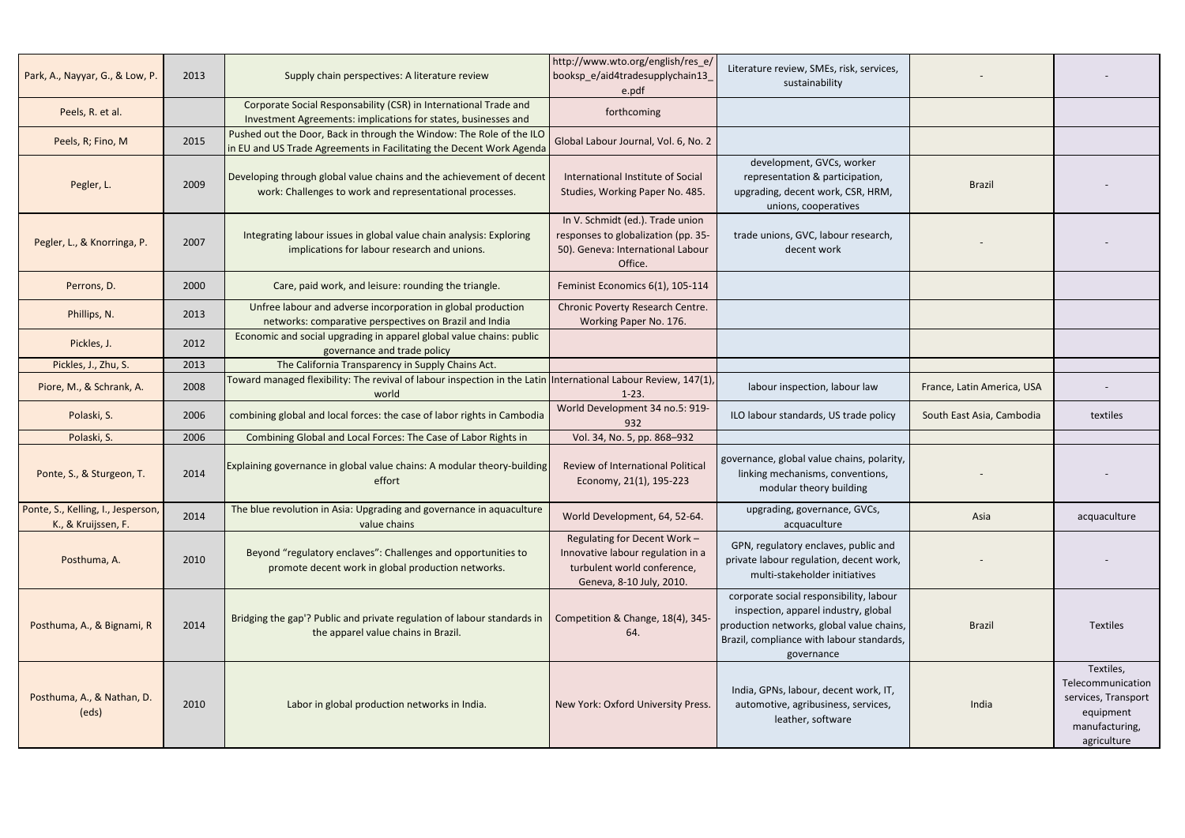| | | | | | | |
|---|---|---|---|---|---|---|
| Park, A., Nayyar, G., & Low, P. | 2013 | Supply chain perspectives: A literature review | http://www.wto.org/english/res_e/booksp_e/aid4tradesupplychain13_e.pdf | Literature review, SMEs, risk, services, sustainability | - | - |
| Peels, R. et al. | | Corporate Social Responsability (CSR) in International Trade and Investment Agreements: implications for states, businesses and | forthcoming | | | |
| Peels, R; Fino, M | 2015 | Pushed out the Door, Back in through the Window: The Role of the ILO in EU and US Trade Agreements in Facilitating the Decent Work Agenda | Global Labour Journal, Vol. 6, No. 2 | | | |
| Pegler, L. | 2009 | Developing through global value chains and the achievement of decent work: Challenges to work and representational processes. | International Institute of Social Studies, Working Paper No. 485. | development, GVCs, worker representation & participation, upgrading, decent work, CSR, HRM, unions, cooperatives | Brazil | - |
| Pegler, L., & Knorringa, P. | 2007 | Integrating labour issues in global value chain analysis: Exploring implications for labour research and unions. | In V. Schmidt (ed.). Trade union responses to globalization (pp. 35-50). Geneva: International Labour Office. | trade unions, GVC, labour research, decent work | - | - |
| Perrons, D. | 2000 | Care, paid work, and leisure: rounding the triangle. | Feminist Economics 6(1), 105-114 | | | |
| Phillips, N. | 2013 | Unfree labour and adverse incorporation in global production networks: comparative perspectives on Brazil and India | Chronic Poverty Research Centre. Working Paper No. 176. | | | |
| Pickles, J. | 2012 | Economic and social upgrading in apparel global value chains: public governance and trade policy | | | | |
| Pickles, J., Zhu, S. | 2013 | The California Transparency in Supply Chains Act. | | | | |
| Piore, M., & Schrank, A. | 2008 | Toward managed flexibility: The revival of labour inspection in the Latin world | International Labour Review, 147(1), 1-23. | labour inspection, labour law | France, Latin America, USA | - |
| Polaski, S. | 2006 | combining global and local forces: the case of labor rights in Cambodia | World Development 34 no.5: 919-932 | ILO labour standards, US trade policy | South East Asia, Cambodia | textiles |
| Polaski, S. | 2006 | Combining Global and Local Forces: The Case of Labor Rights in | Vol. 34, No. 5, pp. 868–932 | | | |
| Ponte, S., & Sturgeon, T. | 2014 | Explaining governance in global value chains: A modular theory-building effort | Review of International Political Economy, 21(1), 195-223 | governance, global value chains, polarity, linking mechanisms, conventions, modular theory building | - | - |
| Ponte, S., Kelling, I., Jesperson, K., & Kruijssen, F. | 2014 | The blue revolution in Asia: Upgrading and governance in aquaculture value chains | World Development, 64, 52-64. | upgrading, governance, GVCs, acquaculture | Asia | acquaculture |
| Posthuma, A. | 2010 | Beyond "regulatory enclaves": Challenges and opportunities to promote decent work in global production networks. | Regulating for Decent Work – Innovative labour regulation in a turbulent world conference, Geneva, 8-10 July, 2010. | GPN, regulatory enclaves, public and private labour regulation, decent work, multi-stakeholder initiatives | - | - |
| Posthuma, A., & Bignami, R | 2014 | Bridging the gap'? Public and private regulation of labour standards in the apparel value chains in Brazil. | Competition & Change, 18(4), 345-64. | corporate social responsibility, labour inspection, apparel industry, global production networks, global value chains, Brazil, compliance with labour standards, governance | Brazil | Textiles |
| Posthuma, A., & Nathan, D. (eds) | 2010 | Labor in global production networks in India. | New York: Oxford University Press. | India, GPNs, labour, decent work, IT, automotive, agribusiness, services, leather, software | India | Textiles, Telecommunication services, Transport equipment manufacturing, agriculture |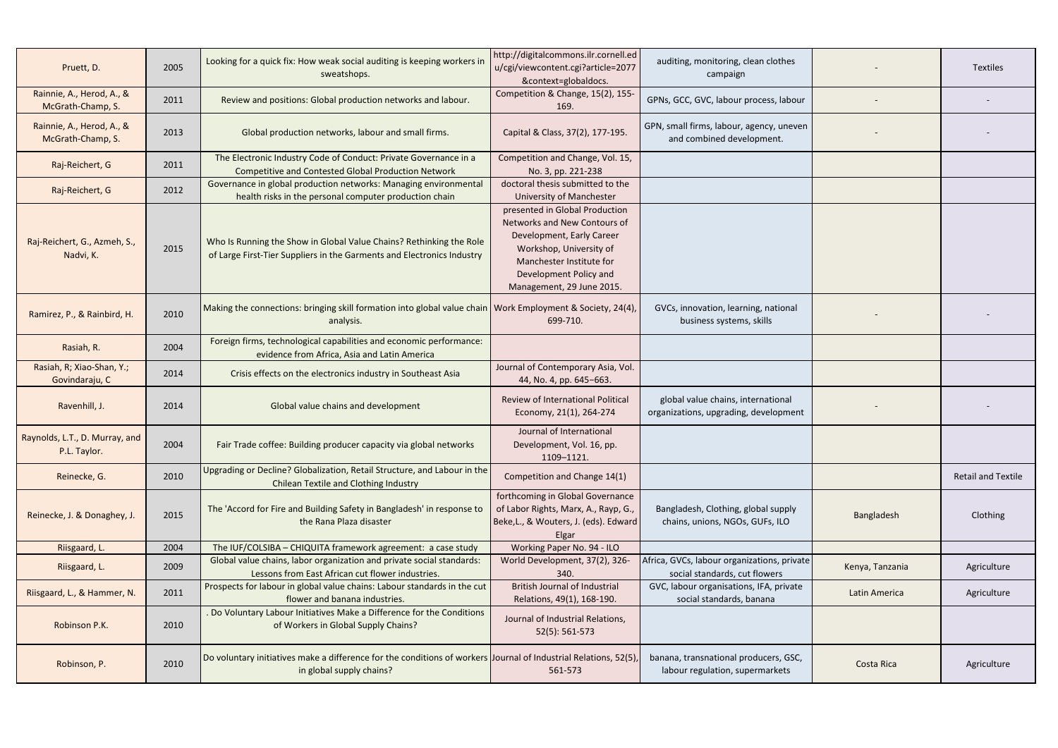| | | | | | | |
|---|---|---|---|---|---|---|
| Pruett, D. | 2005 | Looking for a quick fix: How weak social auditing is keeping workers in sweatshops. | http://digitalcommons.ilr.cornell.edu/cgi/viewcontent.cgi?article=2077&context=globaldocs. | auditing, monitoring, clean clothes campaign | - | Textiles |
| Rainnie, A., Herod, A., & McGrath-Champ, S. | 2011 | Review and positions: Global production networks and labour. | Competition & Change, 15(2), 155-169. | GPNs, GCC, GVC, labour process, labour | - | - |
| Rainnie, A., Herod, A., & McGrath-Champ, S. | 2013 | Global production networks, labour and small firms. | Capital & Class, 37(2), 177-195. | GPN, small firms, labour, agency, uneven and combined development. | - | - |
| Raj-Reichert, G | 2011 | The Electronic Industry Code of Conduct: Private Governance in a Competitive and Contested Global Production Network | Competition and Change, Vol. 15, No. 3, pp. 221-238 | | | |
| Raj-Reichert, G | 2012 | Governance in global production networks: Managing environmental health risks in the personal computer production chain | doctoral thesis submitted to the University of Manchester | | | |
| Raj-Reichert, G., Azmeh, S., Nadvi, K. | 2015 | Who Is Running the Show in Global Value Chains? Rethinking the Role of Large First-Tier Suppliers in the Garments and Electronics Industry | presented in Global Production Networks and New Contours of Development, Early Career Workshop, University of Manchester Institute for Development Policy and Management, 29 June 2015. | | | |
| Ramirez, P., & Rainbird, H. | 2010 | Making the connections: bringing skill formation into global value chain analysis. | Work Employment & Society, 24(4), 699-710. | GVCs, innovation, learning, national business systems, skills | - | - |
| Rasiah, R. | 2004 | Foreign firms, technological capabilities and economic performance: evidence from Africa, Asia and Latin America | | | | |
| Rasiah, R; Xiao-Shan, Y.; Govindaraju, C | 2014 | Crisis effects on the electronics industry in Southeast Asia | Journal of Contemporary Asia, Vol. 44, No. 4, pp. 645–663. | | | |
| Ravenhill, J. | 2014 | Global value chains and development | Review of International Political Economy, 21(1), 264-274 | global value chains, international organizations, upgrading, development | - | - |
| Raynolds, L.T., D. Murray, and P.L. Taylor. | 2004 | Fair Trade coffee: Building producer capacity via global networks | Journal of International Development, Vol. 16, pp. 1109–1121. | | | |
| Reinecke, G. | 2010 | Upgrading or Decline? Globalization, Retail Structure, and Labour in the Chilean Textile and Clothing Industry | Competition and Change 14(1) | | | Retail and Textile |
| Reinecke, J. & Donaghey, J. | 2015 | The 'Accord for Fire and Building Safety in Bangladesh' in response to the Rana Plaza disaster | forthcoming in Global Governance of Labor Rights, Marx, A., Rayp, G., Beke,L., & Wouters, J. (eds). Edward Elgar | Bangladesh, Clothing, global supply chains, unions, NGOs, GUFs, ILO | Bangladesh | Clothing |
| Riisgaard, L. | 2004 | The IUF/COLSIBA – CHIQUITA framework agreement: a case study | Working Paper No. 94 - ILO | | | |
| Riisgaard, L. | 2009 | Global value chains, labor organization and private social standards: Lessons from East African cut flower industries. | World Development, 37(2), 326-340. | Africa, GVCs, labour organizations, private social standards, cut flowers | Kenya, Tanzania | Agriculture |
| Riisgaard, L., & Hammer, N. | 2011 | Prospects for labour in global value chains: Labour standards in the cut flower and banana industries. | British Journal of Industrial Relations, 49(1), 168-190. | GVC, labour organisations, IFA, private social standards, banana | Latin America | Agriculture |
| Robinson P.K. | 2010 | . Do Voluntary Labour Initiatives Make a Difference for the Conditions of Workers in Global Supply Chains? | Journal of Industrial Relations, 52(5): 561-573 | | | |
| Robinson, P. | 2010 | Do voluntary initiatives make a difference for the conditions of workers in global supply chains? | Journal of Industrial Relations, 52(5), 561-573 | banana, transnational producers, GSC, labour regulation, supermarkets | Costa Rica | Agriculture |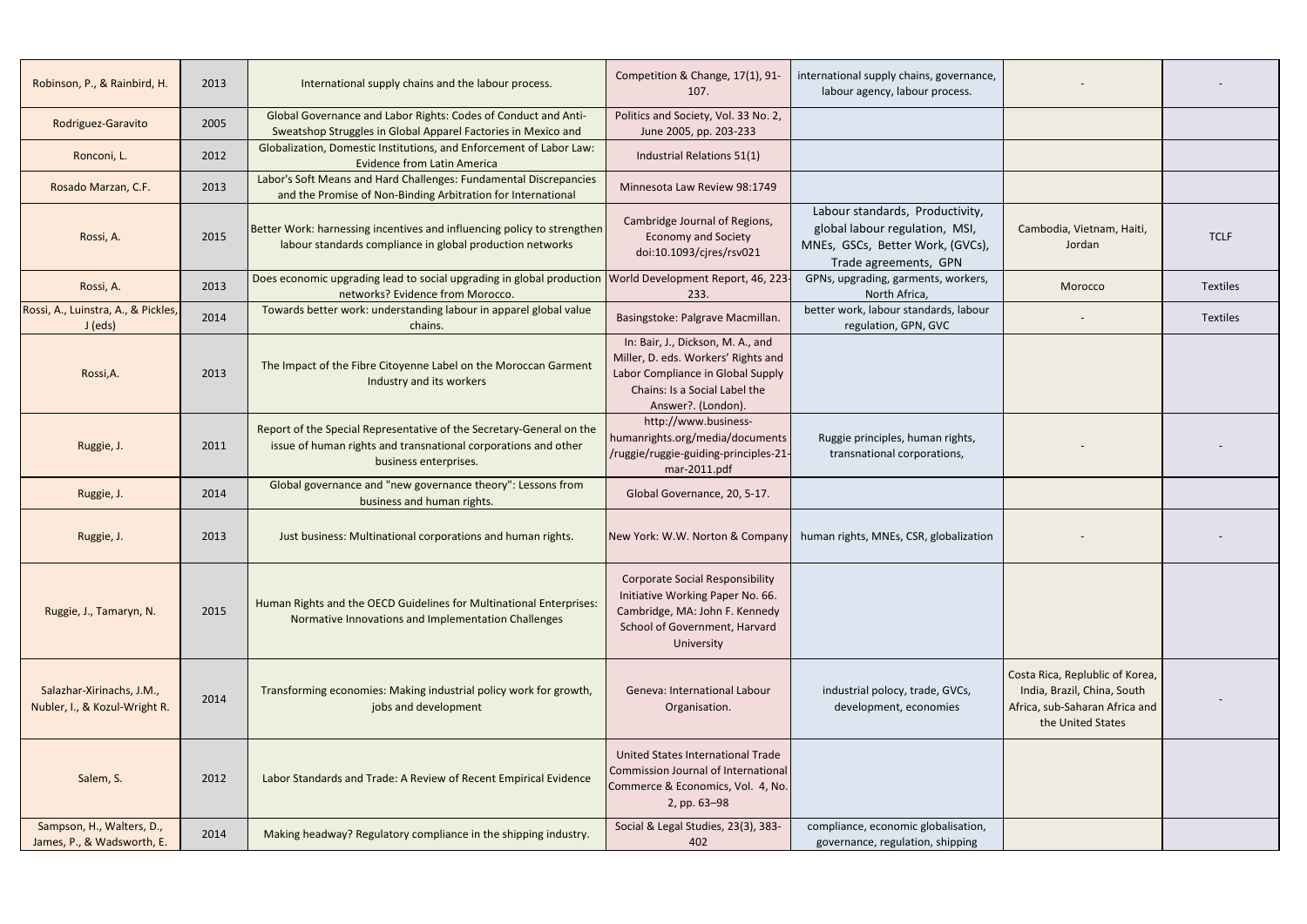| | | | | | | |
|---|---|---|---|---|---|---|
| Robinson, P., & Rainbird, H. | 2013 | International supply chains and the labour process. | Competition & Change, 17(1), 91-107. | international supply chains, governance, labour agency, labour process. | - | - |
| Rodriguez-Garavito | 2005 | Global Governance and Labor Rights: Codes of Conduct and Anti-Sweatshop Struggles in Global Apparel Factories in Mexico and | Politics and Society, Vol. 33 No. 2, June 2005, pp. 203-233 | | | |
| Ronconi, L. | 2012 | Globalization, Domestic Institutions, and Enforcement of Labor Law: Evidence from Latin America | Industrial Relations 51(1) | | | |
| Rosado Marzan, C.F. | 2013 | Labor's Soft Means and Hard Challenges: Fundamental Discrepancies and the Promise of Non-Binding Arbitration for International | Minnesota Law Review 98:1749 | | | |
| Rossi, A. | 2015 | Better Work: harnessing incentives and influencing policy to strengthen labour standards compliance in global production networks | Cambridge Journal of Regions, Economy and Society doi:10.1093/cjres/rsv021 | Labour standards, Productivity, global labour regulation, MSI, MNEs, GSCs, Better Work, (GVCs), Trade agreements, GPN | Cambodia, Vietnam, Haiti, Jordan | TCLF |
| Rossi, A. | 2013 | Does economic upgrading lead to social upgrading in global production networks? Evidence from Morocco. | World Development Report, 46, 223-233. | GPNs, upgrading, garments, workers, North Africa, | Morocco | Textiles |
| Rossi, A., Luinstra, A., & Pickles, J (eds) | 2014 | Towards better work: understanding labour in apparel global value chains. | Basingstoke: Palgrave Macmillan. | better work, labour standards, labour regulation, GPN, GVC | - | Textiles |
| Rossi,A. | 2013 | The Impact of the Fibre Citoyenne Label on the Moroccan Garment Industry and its workers | In: Bair, J., Dickson, M. A., and Miller, D. eds. Workers' Rights and Labor Compliance in Global Supply Chains: Is a Social Label the Answer?. (London). | | | |
| Ruggie, J. | 2011 | Report of the Special Representative of the Secretary-General on the issue of human rights and transnational corporations and other business enterprises. | http://www.business-humanrights.org/media/documents/ruggie/ruggie-guiding-principles-21-mar-2011.pdf | Ruggie principles, human rights, transnational corporations, | - | - |
| Ruggie, J. | 2014 | Global governance and "new governance theory": Lessons from business and human rights. | Global Governance, 20, 5-17. | | | |
| Ruggie, J. | 2013 | Just business: Multinational corporations and human rights. | New York: W.W. Norton & Company | human rights, MNEs, CSR, globalization | - | - |
| Ruggie, J., Tamaryn, N. | 2015 | Human Rights and the OECD Guidelines for Multinational Enterprises: Normative Innovations and Implementation Challenges | Corporate Social Responsibility Initiative Working Paper No. 66. Cambridge, MA: John F. Kennedy School of Government, Harvard University | | | |
| Salazhar-Xirinachs, J.M., Nubler, I., & Kozul-Wright R. | 2014 | Transforming economies: Making industrial policy work for growth, jobs and development | Geneva: International Labour Organisation. | industrial polocy, trade, GVCs, development, economies | Costa Rica, Replublic of Korea, India, Brazil, China, South Africa, sub-Saharan Africa and the United States | - |
| Salem, S. | 2012 | Labor Standards and Trade: A Review of Recent Empirical Evidence | United States International Trade Commission Journal of International Commerce & Economics, Vol. 4, No. 2, pp. 63–98 | | | |
| Sampson, H., Walters, D., James, P., & Wadsworth, E. | 2014 | Making headway? Regulatory compliance in the shipping industry. | Social & Legal Studies, 23(3), 383-402 | compliance, economic globalisation, governance, regulation, shipping | | |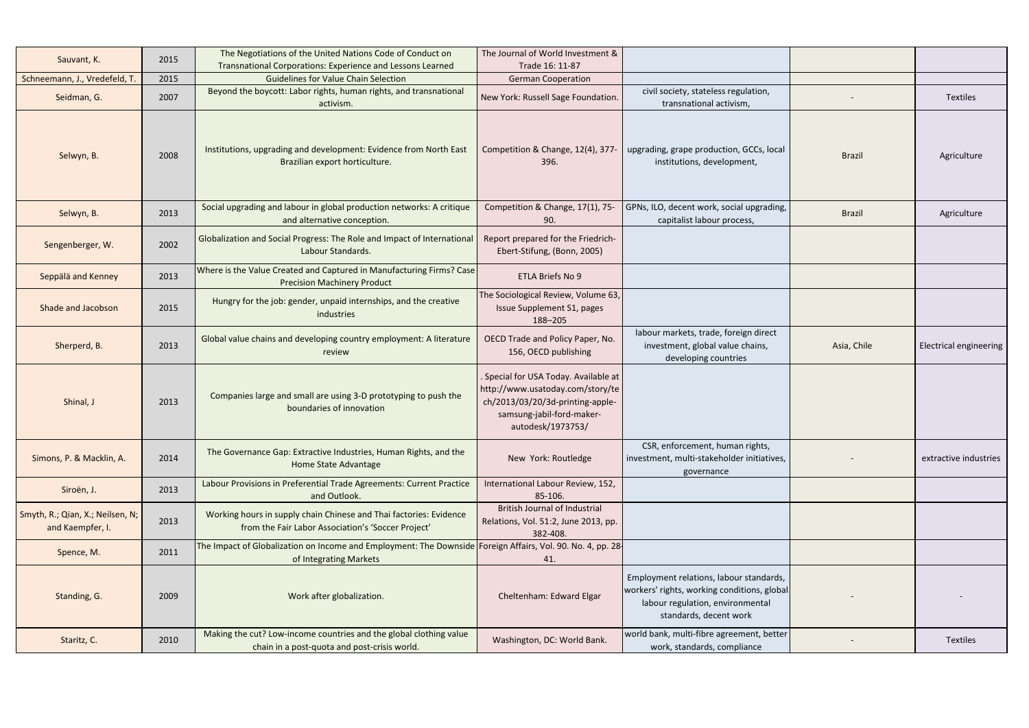| Sauvant, K. | 2015 | The Negotiations of the United Nations Code of Conduct on Transnational Corporations: Experience and Lessons Learned | The Journal of World Investment & Trade 16: 11-87 | | | |
|---|---|---|---|---|---|---|
| Schneemann, J., Vredefeld, T. | 2015 | Guidelines for Value Chain Selection | German Cooperation | | | |
| Seidman, G. | 2007 | Beyond the boycott: Labor rights, human rights, and transnational activism. | New York: Russell Sage Foundation. | civil society, stateless regulation, transnational activism, | - | Textiles |
| Selwyn, B. | 2008 | Institutions, upgrading and development: Evidence from North East Brazilian export horticulture. | Competition & Change, 12(4), 377-396. | upgrading, grape production, GCCs, local institutions, development, | Brazil | Agriculture |
| Selwyn, B. | 2013 | Social upgrading and labour in global production networks: A critique and alternative conception. | Competition & Change, 17(1), 75-90. | GPNs, ILO, decent work, social upgrading, capitalist labour process, | Brazil | Agriculture |
| Sengenberger, W. | 2002 | Globalization and Social Progress: The Role and Impact of International Labour Standards. | Report prepared for the Friedrich-Ebert-Stifung, (Bonn, 2005) | | | |
| Seppälä and Kenney | 2013 | Where is the Value Created and Captured in Manufacturing Firms? Case Precision Machinery Product | ETLA Briefs No 9 | | | |
| Shade and Jacobson | 2015 | Hungry for the job: gender, unpaid internships, and the creative industries | The Sociological Review, Volume 63, Issue Supplement S1, pages 188–205 | | | |
| Sherperd, B. | 2013 | Global value chains and developing country employment: A literature review | OECD Trade and Policy Paper, No. 156, OECD publishing | labour markets, trade, foreign direct investment, global value chains, developing countries | Asia, Chile | Electrical engineering |
| Shinal, J | 2013 | Companies large and small are using 3-D prototyping to push the boundaries of innovation | . Special for USA Today. Available at http://www.usatoday.com/story/tech/2013/03/20/3d-printing-apple-samsung-jabil-ford-maker-autodesk/1973753/ | | | |
| Simons, P. & Macklin, A. | 2014 | The Governance Gap: Extractive Industries, Human Rights, and the Home State Advantage | New York: Routledge | CSR, enforcement, human rights, investment, multi-stakeholder initiatives, governance | - | extractive industries |
| Siroën, J. | 2013 | Labour Provisions in Preferential Trade Agreements: Current Practice and Outlook. | International Labour Review, 152, 85-106. | | | |
| Smyth, R.; Qian, X.; Neilsen, N; and Kaempfer, I. | 2013 | Working hours in supply chain Chinese and Thai factories: Evidence from the Fair Labor Association's 'Soccer Project' | British Journal of Industrial Relations, Vol. 51:2, June 2013, pp. 382-408. | | | |
| Spence, M. | 2011 | The Impact of Globalization on Income and Employment: The Downside of Integrating Markets | Foreign Affairs, Vol. 90. No. 4, pp. 28-41. | | | |
| Standing, G. | 2009 | Work after globalization. | Cheltenham: Edward Elgar | Employment relations, labour standards, workers' rights, working conditions, global labour regulation, environmental standards, decent work | - | - |
| Staritz, C. | 2010 | Making the cut? Low-income countries and the global clothing value chain in a post-quota and post-crisis world. | Washington, DC: World Bank. | world bank, multi-fibre agreement, better work, standards, compliance | - | Textiles |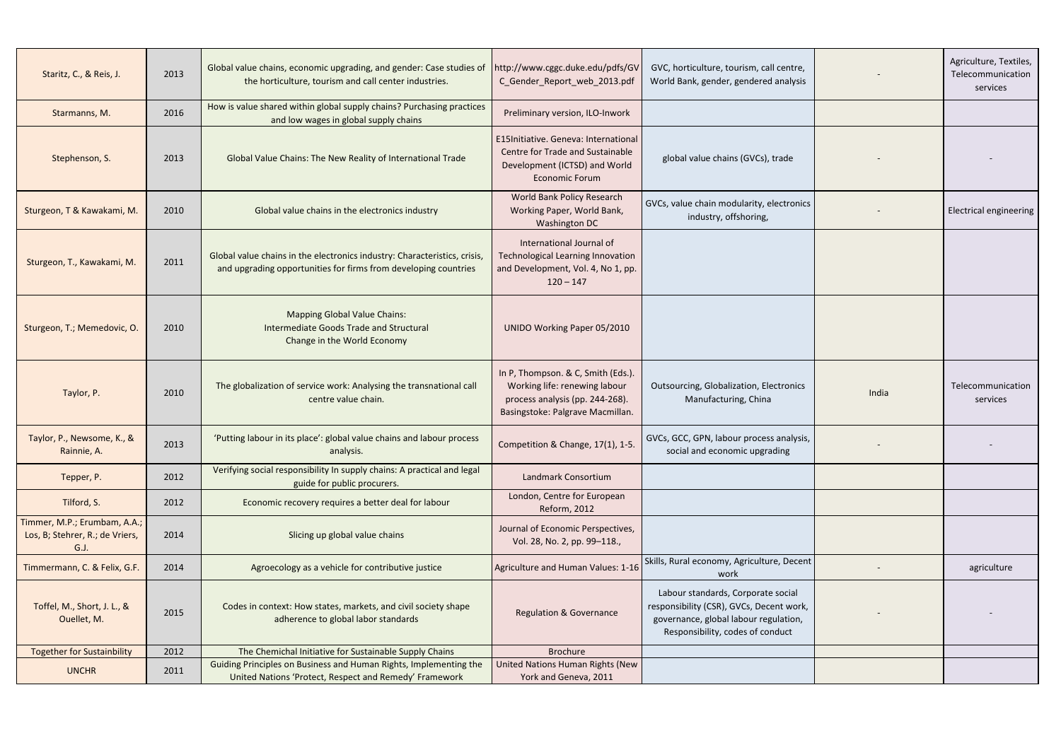| | | | | | | |
|---|---|---|---|---|---|---|
| Staritz, C., & Reis, J. | 2013 | Global value chains, economic upgrading, and gender: Case studies of the horticulture, tourism and call center industries. | http://www.cggc.duke.edu/pdfs/GVC_Gender_Report_web_2013.pdf | GVC, horticulture, tourism, call centre, World Bank, gender, gendered analysis | - | Agriculture, Textiles, Telecommunication services |
| Starmanns, M. | 2016 | How is value shared within global supply chains? Purchasing practices and low wages in global supply chains | Preliminary version, ILO-Inwork | | | |
| Stephenson, S. | 2013 | Global Value Chains: The New Reality of International Trade | E15Initiative. Geneva: International Centre for Trade and Sustainable Development (ICTSD) and World Economic Forum | global value chains (GVCs), trade | - | - |
| Sturgeon, T & Kawakami, M. | 2010 | Global value chains in the electronics industry | World Bank Policy Research Working Paper, World Bank, Washington DC | GVCs, value chain modularity, electronics industry, offshoring, | - | Electrical engineering |
| Sturgeon, T., Kawakami, M. | 2011 | Global value chains in the electronics industry: Characteristics, crisis, and upgrading opportunities for firms from developing countries | International Journal of Technological Learning Innovation and Development, Vol. 4, No 1, pp. 120 – 147 | | | |
| Sturgeon, T.; Memedovic, O. | 2010 | Mapping Global Value Chains: Intermediate Goods Trade and Structural Change in the World Economy | UNIDO Working Paper 05/2010 | | | |
| Taylor, P. | 2010 | The globalization of service work: Analysing the transnational call centre value chain. | In P, Thompson. & C, Smith (Eds.). Working life: renewing labour process analysis (pp. 244-268). Basingstoke: Palgrave Macmillan. | Outsourcing, Globalization, Electronics Manufacturing, China | India | Telecommunication services |
| Taylor, P., Newsome, K., & Rainnie, A. | 2013 | 'Putting labour in its place': global value chains and labour process analysis. | Competition & Change, 17(1), 1-5. | GVCs, GCC, GPN, labour process analysis, social and economic upgrading | - | - |
| Tepper, P. | 2012 | Verifying social responsibility In supply chains: A practical and legal guide for public procurers. | Landmark Consortium | | | |
| Tilford, S. | 2012 | Economic recovery requires a better deal for labour | London, Centre for European Reform, 2012 | | | |
| Timmer, M.P.; Erumbam, A.A.; Los, B; Stehrer, R.; de Vriers, G.J. | 2014 | Slicing up global value chains | Journal of Economic Perspectives, Vol. 28, No. 2, pp. 99–118., | | | |
| Timmermann, C. & Felix, G.F. | 2014 | Agroecology as a vehicle for contributive justice | Agriculture and Human Values: 1-16 | Skills, Rural economy, Agriculture, Decent work | - | agriculture |
| Toffel, M., Short, J. L., & Ouellet, M. | 2015 | Codes in context: How states, markets, and civil society shape adherence to global labor standards | Regulation & Governance | Labour standards, Corporate social responsibility (CSR), GVCs, Decent work, governance, global labour regulation, Responsibility, codes of conduct | - | - |
| Together for Sustainbility | 2012 | The Chemichal Initiative for Sustainable Supply Chains | Brochure | | | |
| UNCHR | 2011 | Guiding Principles on Business and Human Rights, Implementing the United Nations 'Protect, Respect and Remedy' Framework | United Nations Human Rights (New York and Geneva, 2011 | | | |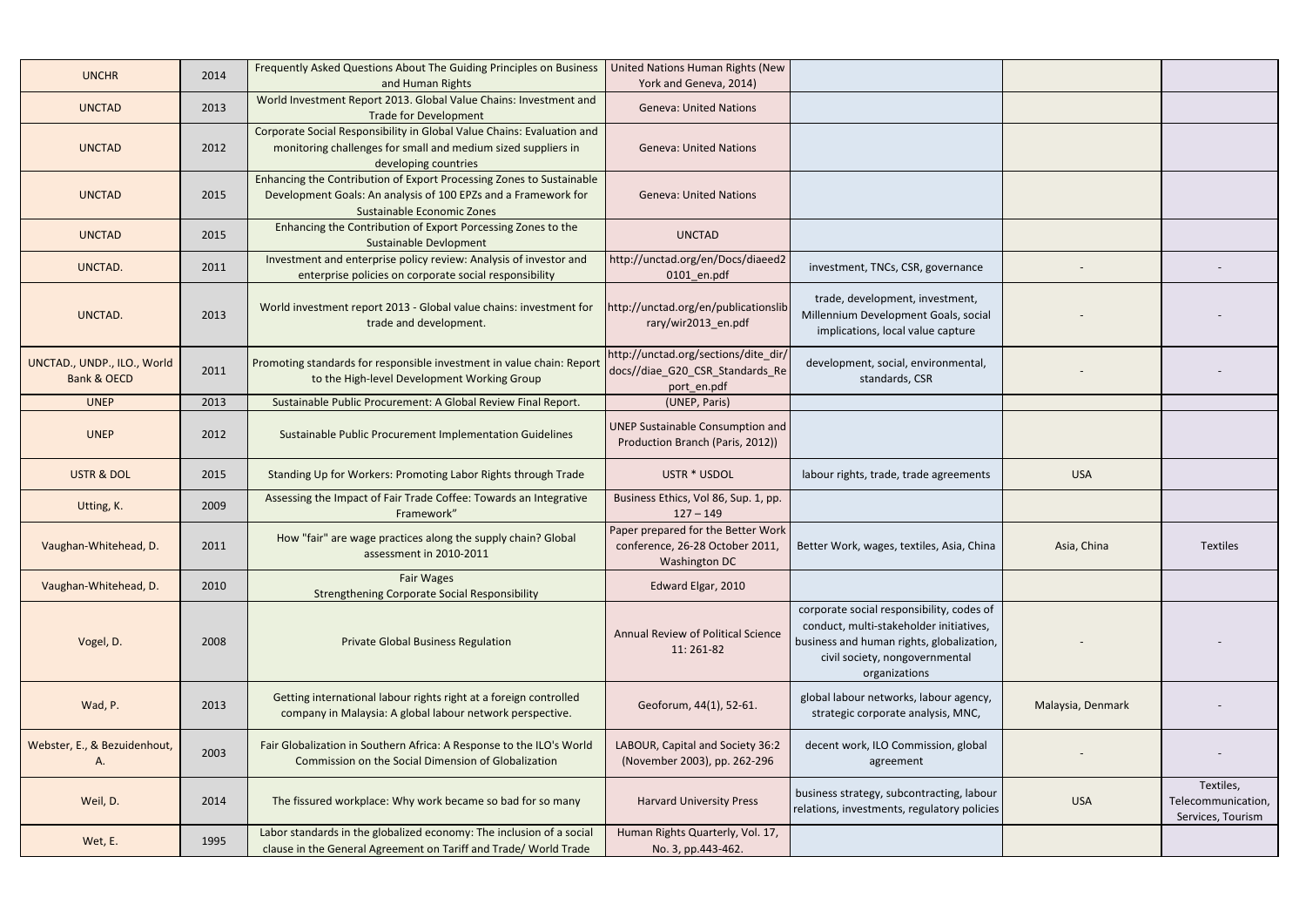| | | | | | | |
|---|---|---|---|---|---|---|
| UNCHR | 2014 | Frequently Asked Questions About The Guiding Principles on Business and Human Rights | United Nations Human Rights (New York and Geneva, 2014) | | | |
| UNCTAD | 2013 | World Investment Report 2013. Global Value Chains: Investment and Trade for Development | Geneva: United Nations | | | |
| UNCTAD | 2012 | Corporate Social Responsibility in Global Value Chains: Evaluation and monitoring challenges for small and medium sized suppliers in developing countries | Geneva: United Nations | | | |
| UNCTAD | 2015 | Enhancing the Contribution of Export Processing Zones to Sustainable Development Goals: An analysis of 100 EPZs and a Framework for Sustainable Economic Zones | Geneva: United Nations | | | |
| UNCTAD | 2015 | Enhancing the Contribution of Export Porcessing Zones to the Sustainable Devlopment | UNCTAD | | | |
| UNCTAD. | 2011 | Investment and enterprise policy review: Analysis of investor and enterprise policies on corporate social responsibility | http://unctad.org/en/Docs/diaeed20101_en.pdf | investment, TNCs, CSR, governance | - | - |
| UNCTAD. | 2013 | World investment report 2013 - Global value chains: investment for trade and development. | http://unctad.org/en/publicationslibrary/wir2013_en.pdf | trade, development, investment, Millennium Development Goals, social implications, local value capture | - | - |
| UNCTAD., UNDP., ILO., World Bank & OECD | 2011 | Promoting standards for responsible investment in value chain: Report to the High-level Development Working Group | http://unctad.org/sections/dite_dir/docs//diae_G20_CSR_Standards_Report_en.pdf | development, social, environmental, standards, CSR | - | - |
| UNEP | 2013 | Sustainable Public Procurement: A Global Review Final Report. | (UNEP, Paris) | | | |
| UNEP | 2012 | Sustainable Public Procurement Implementation Guidelines | UNEP Sustainable Consumption and Production Branch (Paris, 2012)) | | | |
| USTR & DOL | 2015 | Standing Up for Workers: Promoting Labor Rights through Trade | USTR * USDOL | labour rights, trade, trade agreements | USA | |
| Utting, K. | 2009 | Assessing the Impact of Fair Trade Coffee: Towards an Integrative Framework" | Business Ethics, Vol 86, Sup. 1, pp. 127 – 149 | | | |
| Vaughan-Whitehead, D. | 2011 | How "fair" are wage practices along the supply chain? Global assessment in 2010-2011 | Paper prepared for the Better Work conference, 26-28 October 2011, Washington DC | Better Work, wages, textiles, Asia, China | Asia, China | Textiles |
| Vaughan-Whitehead, D. | 2010 | Fair Wages Strengthening Corporate Social Responsibility | Edward Elgar, 2010 | | | |
| Vogel, D. | 2008 | Private Global Business Regulation | Annual Review of Political Science 11: 261-82 | corporate social responsibility, codes of conduct, multi-stakeholder initiatives, business and human rights, globalization, civil society, nongovernmental organizations | - | - |
| Wad, P. | 2013 | Getting international labour rights right at a foreign controlled company in Malaysia: A global labour network perspective. | Geoforum, 44(1), 52-61. | global labour networks, labour agency, strategic corporate analysis, MNC, | Malaysia, Denmark | - |
| Webster, E., & Bezuidenhout, A. | 2003 | Fair Globalization in Southern Africa: A Response to the ILO's World Commission on the Social Dimension of Globalization | LABOUR, Capital and Society 36:2 (November 2003), pp. 262-296 | decent work, ILO Commission, global agreement | - | - |
| Weil, D. | 2014 | The fissured workplace: Why work became so bad for so many | Harvard University Press | business strategy, subcontracting, labour relations, investments, regulatory policies | USA | Textiles, Telecommunication, Services, Tourism |
| Wet, E. | 1995 | Labor standards in the globalized economy: The inclusion of a social clause in the General Agreement on Tariff and Trade/ World Trade | Human Rights Quarterly, Vol. 17, No. 3, pp.443-462. | | | |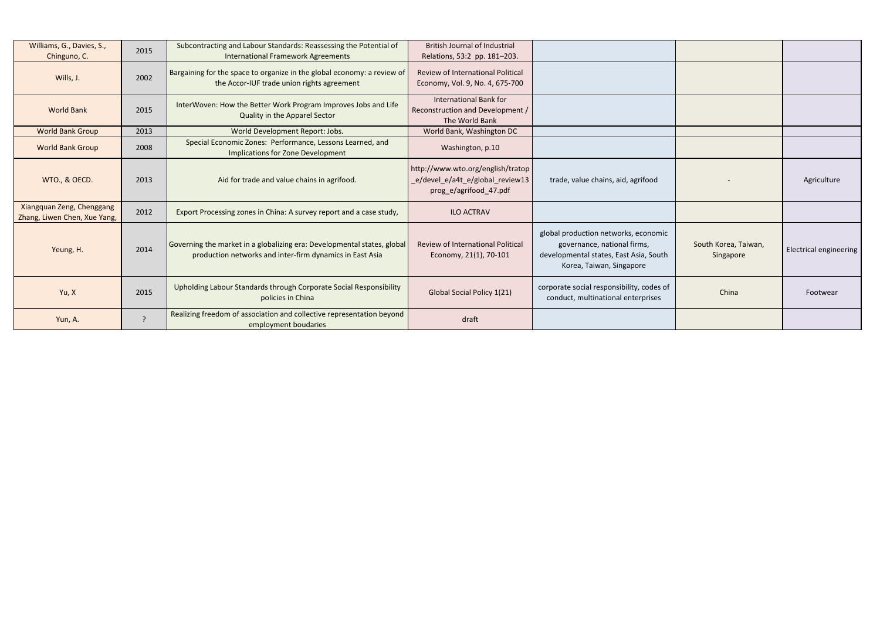| | | | | | | |
|---|---|---|---|---|---|---|
| Williams, G., Davies, S., Chinguno, C. | 2015 | Subcontracting and Labour Standards: Reassessing the Potential of International Framework Agreements | British Journal of Industrial Relations, 53:2 pp. 181–203. | | | |
| Wills, J. | 2002 | Bargaining for the space to organize in the global economy: a review of the Accor-IUF trade union rights agreement | Review of International Political Economy, Vol. 9, No. 4, 675-700 | | | |
| World Bank | 2015 | InterWoven: How the Better Work Program Improves Jobs and Life Quality in the Apparel Sector | International Bank for Reconstruction and Development / The World Bank | | | |
| World Bank Group | 2013 | World Development Report: Jobs. | World Bank, Washington DC | | | |
| World Bank Group | 2008 | Special Economic Zones: Performance, Lessons Learned, and Implications for Zone Development | Washington, p.10 | | | |
| WTO., & OECD. | 2013 | Aid for trade and value chains in agrifood. | http://www.wto.org/english/tratop_e/devel_e/a4t_e/global_review13prog_e/agrifood_47.pdf | trade, value chains, aid, agrifood | - | Agriculture |
| Xiangquan Zeng, Chenggang Zhang, Liwen Chen, Xue Yang, | 2012 | Export Processing zones in China: A survey report and a case study, | ILO ACTRAV | | | |
| Yeung, H. | 2014 | Governing the market in a globalizing era: Developmental states, global production networks and inter-firm dynamics in East Asia | Review of International Political Economy, 21(1), 70-101 | global production networks, economic governance, national firms, developmental states, East Asia, South Korea, Taiwan, Singapore | South Korea, Taiwan, Singapore | Electrical engineering |
| Yu, X | 2015 | Upholding Labour Standards through Corporate Social Responsibility policies in China | Global Social Policy 1(21) | corporate social responsibility, codes of conduct, multinational enterprises | China | Footwear |
| Yun, A. | ? | Realizing freedom of association and collective representation beyond employment boudaries | draft | | | |